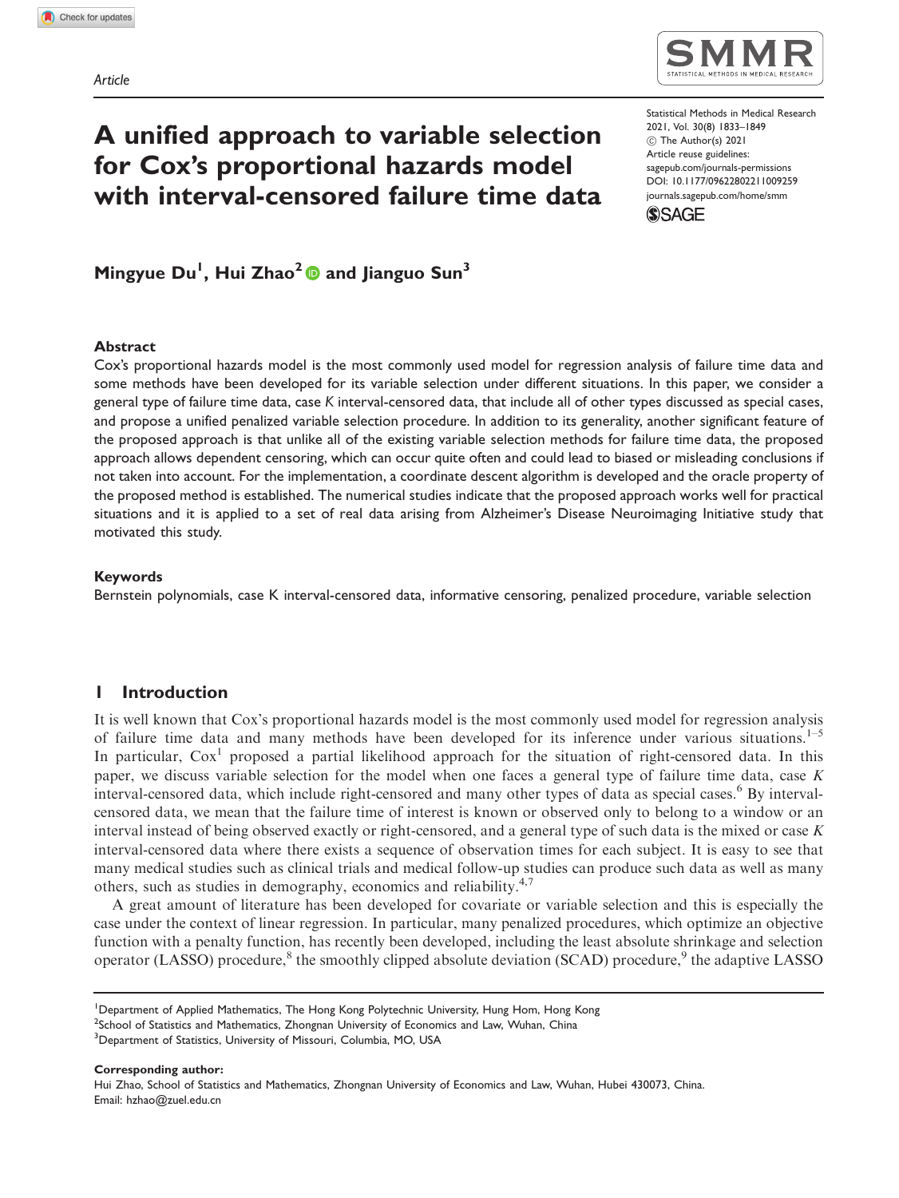Article

# A unified approach to variable selection for Cox's proportional hazards model with interval-censored failure time data

Mingyue Du[1], Hui Zhao[2] and Jianguo Sun[3]

## Abstract

Cox's proportional hazards model is the most commonly used model for regression analysis of failure time data and some methods have been developed for its variable selection under different situations. In this paper, we consider a general type of failure time data, case $K$ interval-censored data, that include all of other types discussed as special cases, and propose a unified penalized variable selection procedure. In addition to its generality, another significant feature of the proposed approach is that unlike all of the existing variable selection methods for failure time data, the proposed approach allows dependent censoring, which can occur quite often and could lead to biased or misleading conclusions if not taken into account. For the implementation, a coordinate descent algorithm is developed and the oracle property of the proposed method is established. The numerical studies indicate that the proposed approach works well for practical situations and it is applied to a set of real data arising from Alzheimer's Disease Neuroimaging Initiative study that motivated this study.

## Keywords

Bernstein polynomials, case K interval-censored data, informative censoring, penalized procedure, variable selection

## 1 Introduction

It is well known that Cox's proportional hazards model is the most commonly used model for regression analysis of failure time data and many methods have been developed for its inference under various situations.[1–5] In particular, Cox[1] proposed a partial likelihood approach for the situation of right-censored data. In this paper, we discuss variable selection for the model when one faces a general type of failure time data, case $K$ interval-censored data, which include right-censored and many other types of data as special cases.[6] By interval-censored data, we mean that the failure time of interest is known or observed only to belong to a window or an interval instead of being observed exactly or right-censored, and a general type of such data is the mixed or case $K$ interval-censored data where there exists a sequence of observation times for each subject. It is easy to see that many medical studies such as clinical trials and medical follow-up studies can produce such data as well as many others, such as studies in demography, economics and reliability.[4,7]

A great amount of literature has been developed for covariate or variable selection and this is especially the case under the context of linear regression. In particular, many penalized procedures, which optimize an objective function with a penalty function, has recently been developed, including the least absolute shrinkage and selection operator (LASSO) procedure,[8] the smoothly clipped absolute deviation (SCAD) procedure,[9] the adaptive LASSO

[1]Department of Applied Mathematics, The Hong Kong Polytechnic University, Hung Hom, Hong Kong
[2]School of Statistics and Mathematics, Zhongnan University of Economics and Law, Wuhan, China
[3]Department of Statistics, University of Missouri, Columbia, MO, USA

**Corresponding author:**
Hui Zhao, School of Statistics and Mathematics, Zhongnan University of Economics and Law, Wuhan, Hubei 430073, China.
Email: hzhao@zuel.edu.cn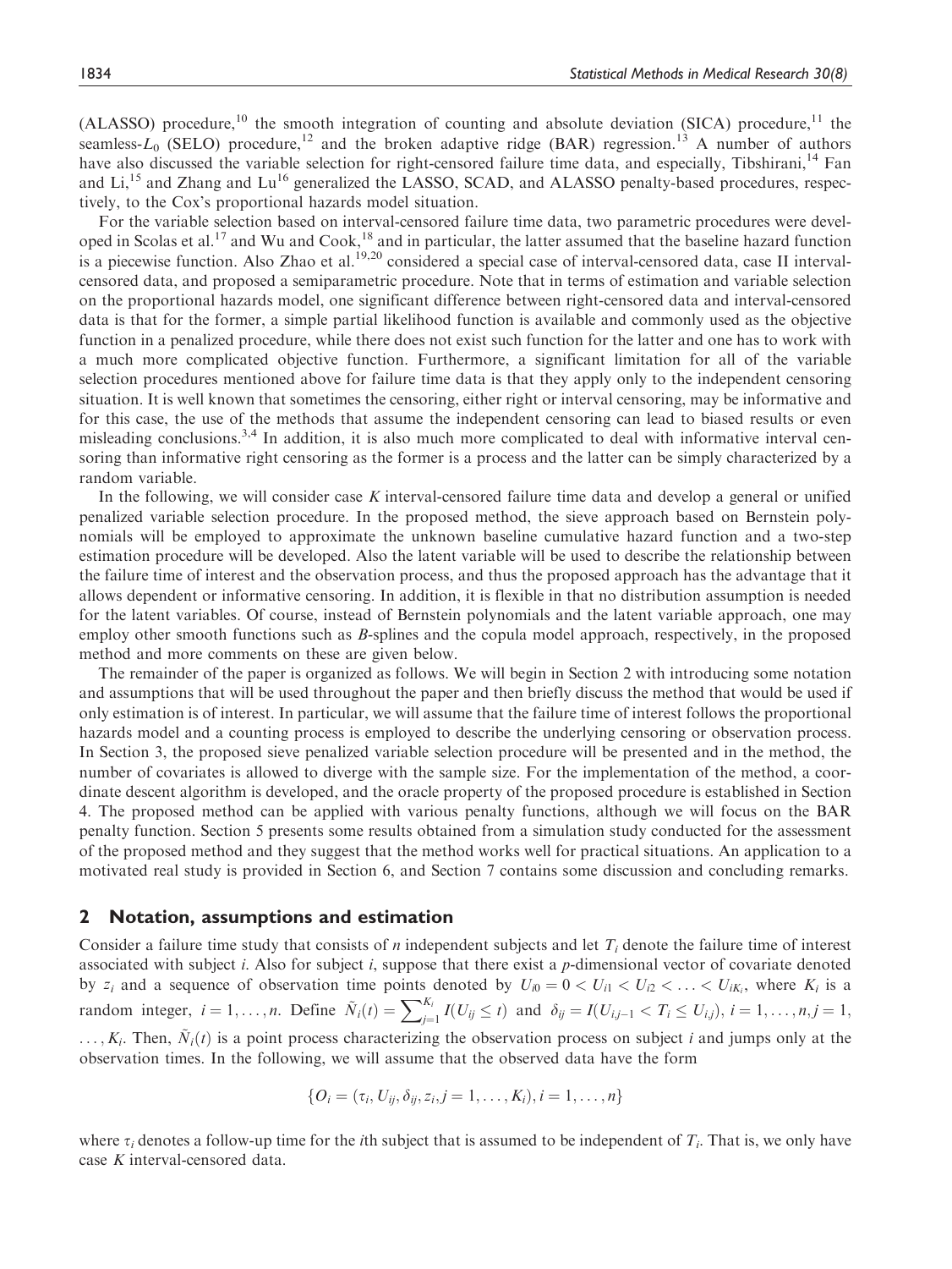(ALASSO) procedure,[10] the smooth integration of counting and absolute deviation (SICA) procedure,[11] the seamless-$L_0$ (SELO) procedure,[12] and the broken adaptive ridge (BAR) regression.[13] A number of authors have also discussed the variable selection for right-censored failure time data, and especially, Tibshirani,[14] Fan and Li,[15] and Zhang and Lu[16] generalized the LASSO, SCAD, and ALASSO penalty-based procedures, respectively, to the Cox's proportional hazards model situation.

For the variable selection based on interval-censored failure time data, two parametric procedures were developed in Scolas et al.[17] and Wu and Cook,[18] and in particular, the latter assumed that the baseline hazard function is a piecewise function. Also Zhao et al.[19,20] considered a special case of interval-censored data, case II interval-censored data, and proposed a semiparametric procedure. Note that in terms of estimation and variable selection on the proportional hazards model, one significant difference between right-censored data and interval-censored data is that for the former, a simple partial likelihood function is available and commonly used as the objective function in a penalized procedure, while there does not exist such function for the latter and one has to work with a much more complicated objective function. Furthermore, a significant limitation for all of the variable selection procedures mentioned above for failure time data is that they apply only to the independent censoring situation. It is well known that sometimes the censoring, either right or interval censoring, may be informative and for this case, the use of the methods that assume the independent censoring can lead to biased results or even misleading conclusions.[3,4] In addition, it is also much more complicated to deal with informative interval censoring than informative right censoring as the former is a process and the latter can be simply characterized by a random variable.

In the following, we will consider case $K$ interval-censored failure time data and develop a general or unified penalized variable selection procedure. In the proposed method, the sieve approach based on Bernstein polynomials will be employed to approximate the unknown baseline cumulative hazard function and a two-step estimation procedure will be developed. Also the latent variable will be used to describe the relationship between the failure time of interest and the observation process, and thus the proposed approach has the advantage that it allows dependent or informative censoring. In addition, it is flexible in that no distribution assumption is needed for the latent variables. Of course, instead of Bernstein polynomials and the latent variable approach, one may employ other smooth functions such as $B$-splines and the copula model approach, respectively, in the proposed method and more comments on these are given below.

The remainder of the paper is organized as follows. We will begin in Section 2 with introducing some notation and assumptions that will be used throughout the paper and then briefly discuss the method that would be used if only estimation is of interest. In particular, we will assume that the failure time of interest follows the proportional hazards model and a counting process is employed to describe the underlying censoring or observation process. In Section 3, the proposed sieve penalized variable selection procedure will be presented and in the method, the number of covariates is allowed to diverge with the sample size. For the implementation of the method, a coordinate descent algorithm is developed, and the oracle property of the proposed procedure is established in Section 4. The proposed method can be applied with various penalty functions, although we will focus on the BAR penalty function. Section 5 presents some results obtained from a simulation study conducted for the assessment of the proposed method and they suggest that the method works well for practical situations. An application to a motivated real study is provided in Section 6, and Section 7 contains some discussion and concluding remarks.

## 2 Notation, assumptions and estimation

Consider a failure time study that consists of $n$ independent subjects and let $T_i$ denote the failure time of interest associated with subject $i$. Also for subject $i$, suppose that there exist a $p$-dimensional vector of covariate denoted by $z_i$ and a sequence of observation time points denoted by $U_{i0} = 0 < U_{i1} < U_{i2} < \ldots < U_{iK_i}$, where $K_i$ is a random integer, $i = 1, \ldots, n$. Define $\tilde{N}_i(t) = \sum_{j=1}^{K_i} I(U_{ij} \leq t)$ and $\delta_{ij} = I(U_{i,j-1} < T_i \leq U_{i,j})$, $i = 1, \ldots, n, j = 1, \ldots, K_i$. Then, $\tilde{N}_i(t)$ is a point process characterizing the observation process on subject $i$ and jumps only at the observation times. In the following, we will assume that the observed data have the form

$$\{O_i = (\tau_i, U_{ij}, \delta_{ij}, z_i, j = 1, \ldots, K_i), i = 1, \ldots, n\}$$

where $\tau_i$ denotes a follow-up time for the $i$th subject that is assumed to be independent of $T_i$. That is, we only have case $K$ interval-censored data.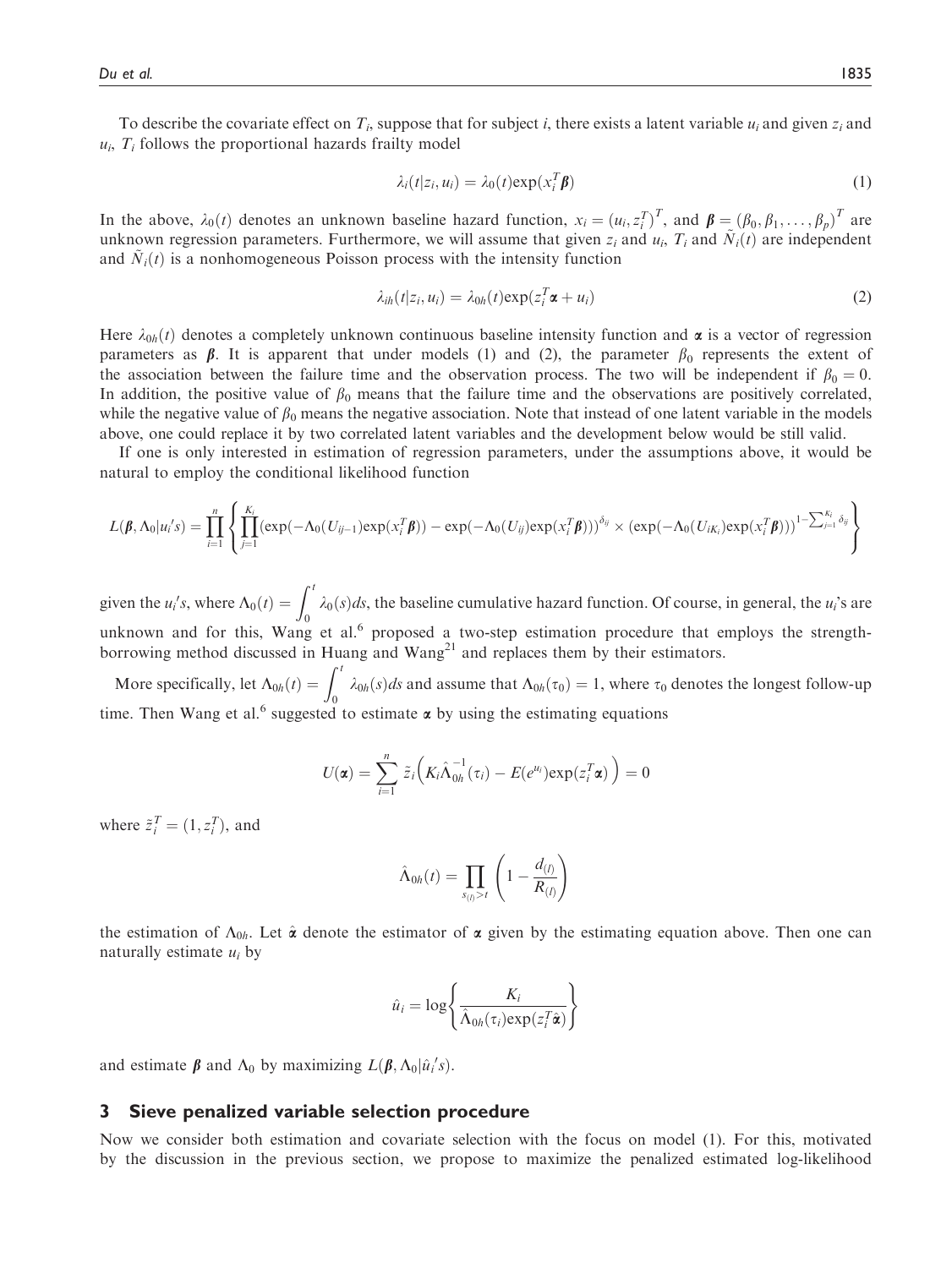To describe the covariate effect on $T_i$, suppose that for subject $i$, there exists a latent variable $u_i$ and given $z_i$ and $u_i$, $T_i$ follows the proportional hazards frailty model

$$\lambda_i(t|z_i, u_i) = \lambda_0(t)\exp(x_i^T \boldsymbol{\beta}) \tag{1}$$

In the above, $\lambda_0(t)$ denotes an unknown baseline hazard function, $x_i = (u_i, z_i^T)^T$, and $\boldsymbol{\beta} = (\beta_0, \beta_1, \ldots, \beta_p)^T$ are unknown regression parameters. Furthermore, we will assume that given $z_i$ and $u_i$, $T_i$ and $\tilde{N}_i(t)$ are independent and $\tilde{N}_i(t)$ is a nonhomogeneous Poisson process with the intensity function

$$\lambda_{ih}(t|z_i, u_i) = \lambda_{0h}(t)\exp(z_i^T \boldsymbol{\alpha} + u_i) \tag{2}$$

Here $\lambda_{0h}(t)$ denotes a completely unknown continuous baseline intensity function and $\boldsymbol{\alpha}$ is a vector of regression parameters as $\boldsymbol{\beta}$. It is apparent that under models (1) and (2), the parameter $\beta_0$ represents the extent of the association between the failure time and the observation process. The two will be independent if $\beta_0 = 0$. In addition, the positive value of $\beta_0$ means that the failure time and the observations are positively correlated, while the negative value of $\beta_0$ means the negative association. Note that instead of one latent variable in the models above, one could replace it by two correlated latent variables and the development below would be still valid.

If one is only interested in estimation of regression parameters, under the assumptions above, it would be natural to employ the conditional likelihood function

$$L(\boldsymbol{\beta}, \Lambda_0 | u_i's) = \prod_{i=1}^{n} \left\{ \prod_{j=1}^{K_i} (\exp(-\Lambda_0(U_{ij-1})\exp(x_i^T\boldsymbol{\beta})) - \exp(-\Lambda_0(U_{ij})\exp(x_i^T\boldsymbol{\beta})))^{\delta_{ij}} \times (\exp(-\Lambda_0(U_{iK_i})\exp(x_i^T\boldsymbol{\beta})))^{1-\sum_{j=1}^{K_i}\delta_{ij}} \right\}$$

given the $u_i's$, where $\Lambda_0(t) = \int_0^t \lambda_0(s)ds$, the baseline cumulative hazard function. Of course, in general, the $u_i$'s are unknown and for this, Wang et al.[6] proposed a two-step estimation procedure that employs the strength-borrowing method discussed in Huang and Wang[21] and replaces them by their estimators.

More specifically, let $\Lambda_{0h}(t) = \int_0^t \lambda_{0h}(s)ds$ and assume that $\Lambda_{0h}(\tau_0) = 1$, where $\tau_0$ denotes the longest follow-up time. Then Wang et al.[6] suggested to estimate $\boldsymbol{\alpha}$ by using the estimating equations

$$U(\boldsymbol{\alpha}) = \sum_{i=1}^{n} \tilde{z}_i \left( K_i \hat{\Lambda}_{0h}^{-1}(\tau_i) - E(e^{u_i})\exp(z_i^T\boldsymbol{\alpha}) \right) = 0$$

where $\tilde{z}_i^T = (1, z_i^T)$, and

$$\hat{\Lambda}_{0h}(t) = \prod_{s_{(l)} > t} \left( 1 - \frac{d_{(l)}}{R_{(l)}} \right)$$

the estimation of $\Lambda_{0h}$. Let $\hat{\boldsymbol{\alpha}}$ denote the estimator of $\boldsymbol{\alpha}$ given by the estimating equation above. Then one can naturally estimate $u_i$ by

$$\hat{u}_i = \log\left\{ \frac{K_i}{\hat{\Lambda}_{0h}(\tau_i)\exp(z_i^T\hat{\boldsymbol{\alpha}})} \right\}$$

and estimate $\boldsymbol{\beta}$ and $\Lambda_0$ by maximizing $L(\boldsymbol{\beta}, \Lambda_0 | \hat{u}_i's)$.

## 3 Sieve penalized variable selection procedure

Now we consider both estimation and covariate selection with the focus on model (1). For this, motivated by the discussion in the previous section, we propose to maximize the penalized estimated log-likelihood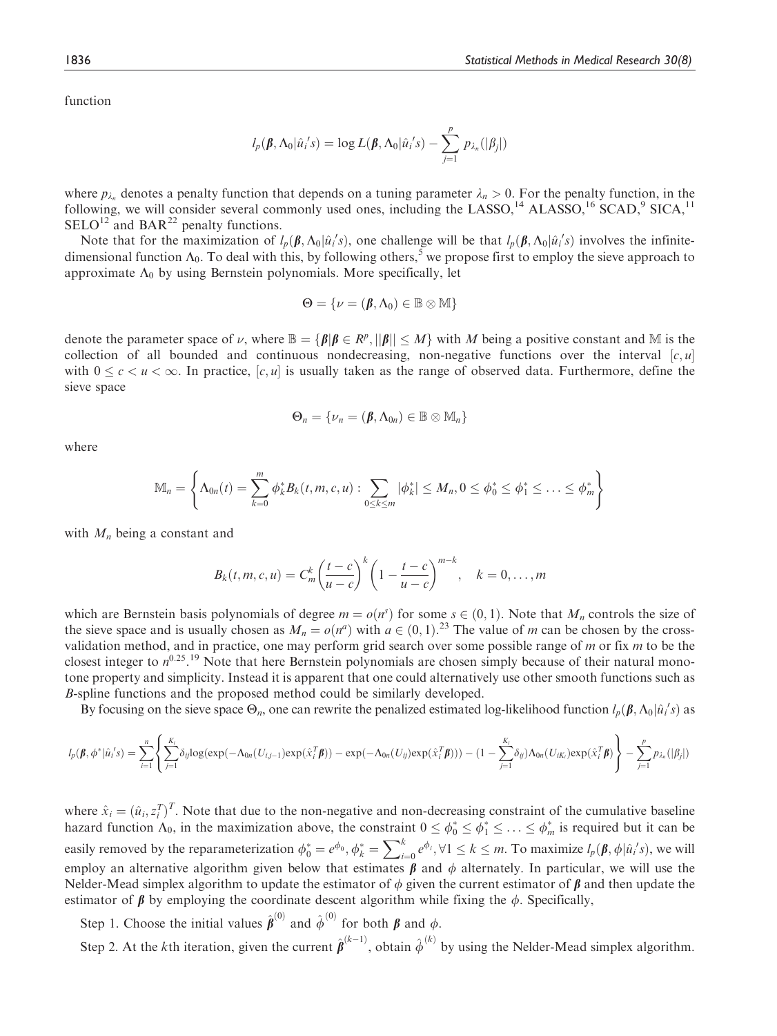function

$$l_p(\boldsymbol{\beta}, \Lambda_0 | \hat{u}_i{}'s) = \log L(\boldsymbol{\beta}, \Lambda_0 | \hat{u}_i{}'s) - \sum_{j=1}^{p} p_{\lambda_n}(|\beta_j|)$$

where $p_{\lambda_n}$ denotes a penalty function that depends on a tuning parameter $\lambda_n > 0$. For the penalty function, in the following, we will consider several commonly used ones, including the LASSO,[14] ALASSO,[16] SCAD,[9] SICA,[11] SELO[12] and BAR[22] penalty functions.

Note that for the maximization of $l_p(\boldsymbol{\beta}, \Lambda_0 | \hat{u}_i{}'s)$, one challenge will be that $l_p(\boldsymbol{\beta}, \Lambda_0 | \hat{u}_i{}'s)$ involves the infinite-dimensional function $\Lambda_0$. To deal with this, by following others,[5] we propose first to employ the sieve approach to approximate $\Lambda_0$ by using Bernstein polynomials. More specifically, let

$$\Theta = \{\nu = (\boldsymbol{\beta}, \Lambda_0) \in \mathbb{B} \otimes \mathbb{M}\}$$

denote the parameter space of $\nu$, where $\mathbb{B} = \{\boldsymbol{\beta} | \boldsymbol{\beta} \in R^p, ||\boldsymbol{\beta}|| \leq M\}$ with $M$ being a positive constant and $\mathbb{M}$ is the collection of all bounded and continuous nondecreasing, non-negative functions over the interval $[c, u]$ with $0 \leq c < u < \infty$. In practice, $[c, u]$ is usually taken as the range of observed data. Furthermore, define the sieve space

$$\Theta_n = \{\nu_n = (\boldsymbol{\beta}, \Lambda_{0n}) \in \mathbb{B} \otimes \mathbb{M}_n\}$$

where

$$\mathbb{M}_n = \left\{ \Lambda_{0n}(t) = \sum_{k=0}^{m} \phi_k^* B_k(t, m, c, u) : \sum_{0 \leq k \leq m} |\phi_k^*| \leq M_n, 0 \leq \phi_0^* \leq \phi_1^* \leq \ldots \leq \phi_m^* \right\}$$

with $M_n$ being a constant and

$$B_k(t, m, c, u) = C_m^k \left( \frac{t - c}{u - c} \right)^k \left( 1 - \frac{t - c}{u - c} \right)^{m-k}, \quad k = 0, \ldots, m$$

which are Bernstein basis polynomials of degree $m = o(n^s)$ for some $s \in (0, 1)$. Note that $M_n$ controls the size of the sieve space and is usually chosen as $M_n = o(n^a)$ with $a \in (0, 1)$.[23] The value of $m$ can be chosen by the cross-validation method, and in practice, one may perform grid search over some possible range of $m$ or fix $m$ to be the closest integer to $n^{0.25}$.[19] Note that here Bernstein polynomials are chosen simply because of their natural monotone property and simplicity. Instead it is apparent that one could alternatively use other smooth functions such as *B*-spline functions and the proposed method could be similarly developed.

By focusing on the sieve space $\Theta_n$, one can rewrite the penalized estimated log-likelihood function $l_p(\boldsymbol{\beta}, \Lambda_0 | \hat{u}_i{}'s)$ as

$$l_p(\boldsymbol{\beta}, \phi^* | \hat{u}_i{}'s) = \sum_{i=1}^{n} \left\{ \sum_{j=1}^{K_i} \delta_{ij} \log(\exp(-\Lambda_{0n}(U_{i,j-1}) \exp(\hat{x}_i^T \boldsymbol{\beta})) - \exp(-\Lambda_{0n}(U_{ij}) \exp(\hat{x}_i^T \boldsymbol{\beta}))) - (1 - \sum_{j=1}^{K_i} \delta_{ij}) \Lambda_{0n}(U_{iK_i}) \exp(\hat{x}_i^T \boldsymbol{\beta}) \right\} - \sum_{j=1}^{p} p_{\lambda_n}(|\beta_j|)$$

where $\hat{x}_i = (\hat{u}_i, z_i^T)^T$. Note that due to the non-negative and non-decreasing constraint of the cumulative baseline hazard function $\Lambda_0$, in the maximization above, the constraint $0 \leq \phi_0^* \leq \phi_1^* \leq \ldots \leq \phi_m^*$ is required but it can be easily removed by the reparameterization $\phi_0^* = e^{\phi_0}, \phi_k^* = \sum_{i=0}^{k} e^{\phi_i}, \forall 1 \leq k \leq m$. To maximize $l_p(\boldsymbol{\beta}, \phi | \hat{u}_i{}'s)$, we will employ an alternative algorithm given below that estimates $\boldsymbol{\beta}$ and $\phi$ alternately. In particular, we will use the Nelder-Mead simplex algorithm to update the estimator of $\phi$ given the current estimator of $\boldsymbol{\beta}$ and then update the estimator of $\boldsymbol{\beta}$ by employing the coordinate descent algorithm while fixing the $\phi$. Specifically,

Step 1. Choose the initial values $\hat{\boldsymbol{\beta}}^{(0)}$ and $\hat{\phi}^{(0)}$ for both $\boldsymbol{\beta}$ and $\phi$.

Step 2. At the $k$th iteration, given the current $\hat{\boldsymbol{\beta}}^{(k-1)}$, obtain $\hat{\phi}^{(k)}$ by using the Nelder-Mead simplex algorithm.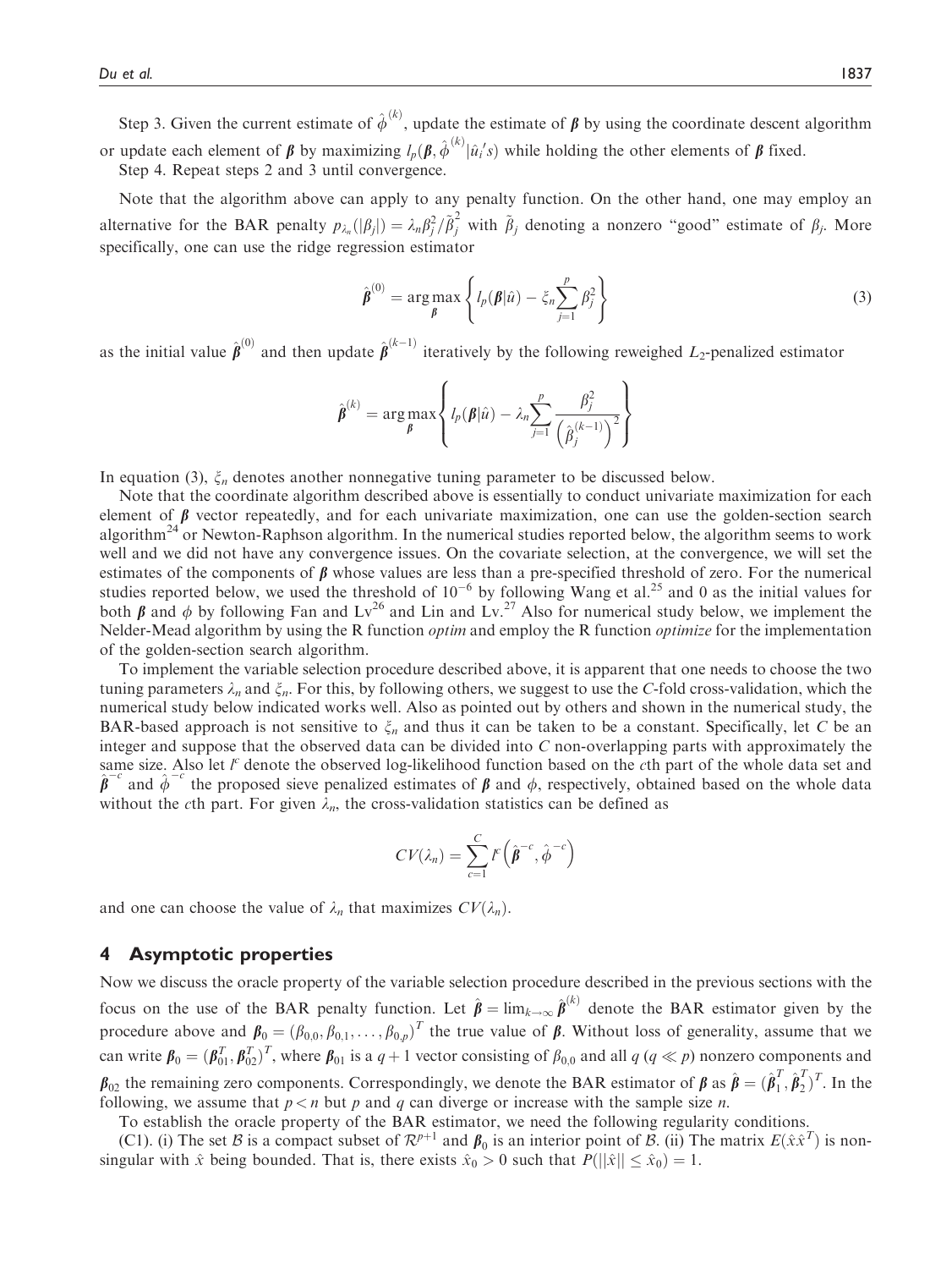Step 3. Given the current estimate of $\hat{\phi}^{(k)}$, update the estimate of $\boldsymbol{\beta}$ by using the coordinate descent algorithm or update each element of $\boldsymbol{\beta}$ by maximizing $l_p(\boldsymbol{\beta}, \hat{\phi}^{(k)} | \hat{u}_i's)$ while holding the other elements of $\boldsymbol{\beta}$ fixed.

Step 4. Repeat steps 2 and 3 until convergence.

Note that the algorithm above can apply to any penalty function. On the other hand, one may employ an alternative for the BAR penalty $p_{\lambda_n}(|\beta_j|) = \lambda_n \beta_j^2 / \tilde{\beta}_j^2$ with $\tilde{\beta}_j$ denoting a nonzero "good" estimate of $\beta_j$. More specifically, one can use the ridge regression estimator

$$
\hat{\boldsymbol{\beta}}^{(0)} = \arg\max_{\boldsymbol{\beta}} \left\{ l_p(\boldsymbol{\beta} | \hat{u}) - \xi_n \sum_{j=1}^{p} \beta_j^2 \right\} \tag{3}
$$

as the initial value $\hat{\boldsymbol{\beta}}^{(0)}$ and then update $\hat{\boldsymbol{\beta}}^{(k-1)}$ iteratively by the following reweighed $L_2$-penalized estimator

$$
\hat{\boldsymbol{\beta}}^{(k)} = \arg\max_{\boldsymbol{\beta}} \left\{ l_p(\boldsymbol{\beta} | \hat{u}) - \lambda_n \sum_{j=1}^{p} \frac{\beta_j^2}{\left(\hat{\beta}_j^{(k-1)}\right)^2} \right\}
$$

In equation (3), $\xi_n$ denotes another nonnegative tuning parameter to be discussed below.

Note that the coordinate algorithm described above is essentially to conduct univariate maximization for each element of $\boldsymbol{\beta}$ vector repeatedly, and for each univariate maximization, one can use the golden-section search algorithm[24] or Newton-Raphson algorithm. In the numerical studies reported below, the algorithm seems to work well and we did not have any convergence issues. On the covariate selection, at the convergence, we will set the estimates of the components of $\boldsymbol{\beta}$ whose values are less than a pre-specified threshold of zero. For the numerical studies reported below, we used the threshold of $10^{-6}$ by following Wang et al.[25] and 0 as the initial values for both $\boldsymbol{\beta}$ and $\phi$ by following Fan and Lv[26] and Lin and Lv.[27] Also for numerical study below, we implement the Nelder-Mead algorithm by using the R function *optim* and employ the R function *optimize* for the implementation of the golden-section search algorithm.

To implement the variable selection procedure described above, it is apparent that one needs to choose the two tuning parameters $\lambda_n$ and $\xi_n$. For this, by following others, we suggest to use the *C*-fold cross-validation, which the numerical study below indicated works well. Also as pointed out by others and shown in the numerical study, the BAR-based approach is not sensitive to $\xi_n$ and thus it can be taken to be a constant. Specifically, let $C$ be an integer and suppose that the observed data can be divided into $C$ non-overlapping parts with approximately the same size. Also let $l^c$ denote the observed log-likelihood function based on the $c$th part of the whole data set and $\hat{\boldsymbol{\beta}}^{-c}$ and $\hat{\phi}^{-c}$ the proposed sieve penalized estimates of $\boldsymbol{\beta}$ and $\phi$, respectively, obtained based on the whole data without the $c$th part. For given $\lambda_n$, the cross-validation statistics can be defined as

$$
CV(\lambda_n) = \sum_{c=1}^{C} l^c\left(\hat{\boldsymbol{\beta}}^{-c}, \hat{\phi}^{-c}\right)
$$

and one can choose the value of $\lambda_n$ that maximizes $CV(\lambda_n)$.

## 4 Asymptotic properties

Now we discuss the oracle property of the variable selection procedure described in the previous sections with the focus on the use of the BAR penalty function. Let $\hat{\boldsymbol{\beta}} = \lim_{k\to\infty} \hat{\boldsymbol{\beta}}^{(k)}$ denote the BAR estimator given by the procedure above and $\boldsymbol{\beta}_0 = (\beta_{0,0}, \beta_{0,1}, \ldots, \beta_{0,p})^T$ the true value of $\boldsymbol{\beta}$. Without loss of generality, assume that we can write $\boldsymbol{\beta}_0 = (\boldsymbol{\beta}_{01}^T, \boldsymbol{\beta}_{02}^T)^T$, where $\boldsymbol{\beta}_{01}$ is a $q+1$ vector consisting of $\beta_{0,0}$ and all $q$ ($q \ll p$) nonzero components and $\boldsymbol{\beta}_{02}$ the remaining zero components. Correspondingly, we denote the BAR estimator of $\boldsymbol{\beta}$ as $\hat{\boldsymbol{\beta}} = (\hat{\boldsymbol{\beta}}_1^T, \hat{\boldsymbol{\beta}}_2^T)^T$. In the following, we assume that $p < n$ but $p$ and $q$ can diverge or increase with the sample size $n$.

To establish the oracle property of the BAR estimator, we need the following regularity conditions.

(C1). (i) The set $\mathcal{B}$ is a compact subset of $\mathcal{R}^{p+1}$ and $\boldsymbol{\beta}_0$ is an interior point of $\mathcal{B}$. (ii) The matrix $E(\hat{x}\hat{x}^T)$ is non-singular with $\hat{x}$ being bounded. That is, there exists $\hat{x}_0 > 0$ such that $P(||\hat{x}|| \leq \hat{x}_0) = 1$.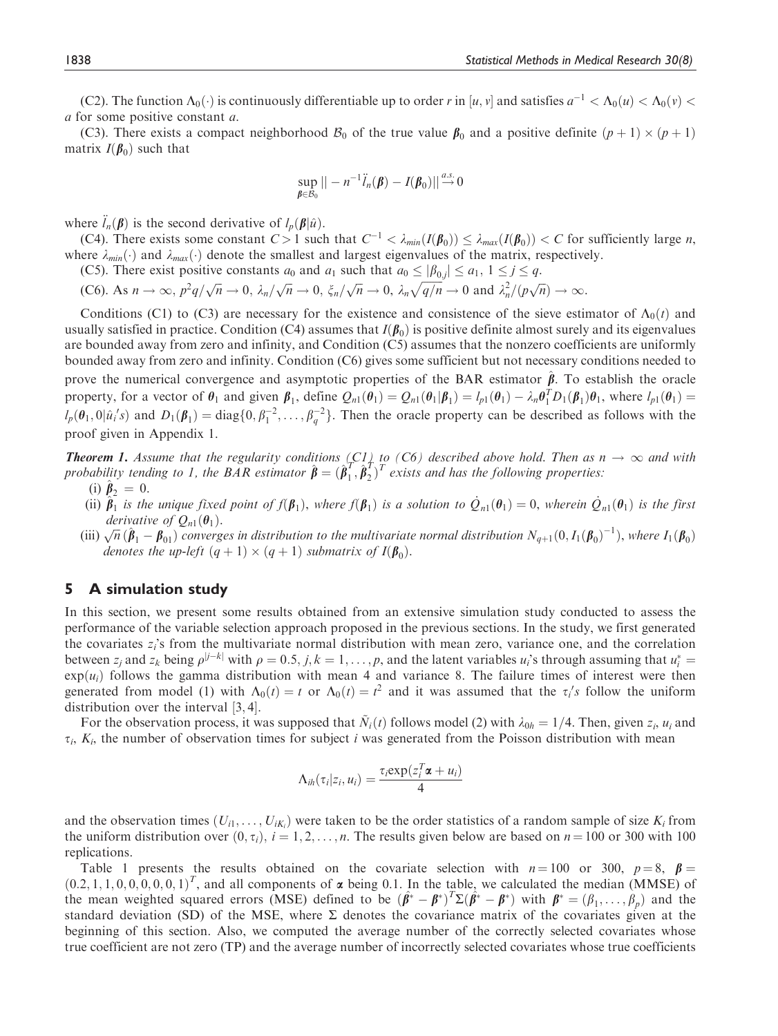(C2). The function $\Lambda_0(\cdot)$ is continuously differentiable up to order $r$ in $[u, v]$ and satisfies $a^{-1} < \Lambda_0(u) < \Lambda_0(v) < a$ for some positive constant $a$.

(C3). There exists a compact neighborhood $\mathcal{B}_0$ of the true value $\boldsymbol{\beta}_0$ and a positive definite $(p+1) \times (p+1)$ matrix $I(\boldsymbol{\beta}_0)$ such that

$$\sup_{\boldsymbol{\beta} \in \mathcal{B}_0} || - n^{-1} \ddot{l}_n(\boldsymbol{\beta}) - I(\boldsymbol{\beta}_0) || \xrightarrow{a.s.} 0$$

where $\ddot{l}_n(\boldsymbol{\beta})$ is the second derivative of $l_p(\boldsymbol{\beta}|\hat{u})$.

(C4). There exists some constant $C > 1$ such that $C^{-1} < \lambda_{min}(I(\boldsymbol{\beta}_0)) \leq \lambda_{max}(I(\boldsymbol{\beta}_0)) < C$ for sufficiently large $n$, where $\lambda_{min}(\cdot)$ and $\lambda_{max}(\cdot)$ denote the smallest and largest eigenvalues of the matrix, respectively.

(C5). There exist positive constants $a_0$ and $a_1$ such that $a_0 \leq |\beta_{0,j}| \leq a_1$, $1 \leq j \leq q$.

(C6). As $n \to \infty$, $p^2 q/\sqrt{n} \to 0$, $\lambda_n/\sqrt{n} \to 0$, $\xi_n/\sqrt{n} \to 0$, $\lambda_n\sqrt{q/n} \to 0$ and $\lambda_n^2/(p\sqrt{n}) \to \infty$.

Conditions (C1) to (C3) are necessary for the existence and consistence of the sieve estimator of $\Lambda_0(t)$ and usually satisfied in practice. Condition (C4) assumes that $I(\boldsymbol{\beta}_0)$ is positive definite almost surely and its eigenvalues are bounded away from zero and infinity, and Condition (C5) assumes that the nonzero coefficients are uniformly bounded away from zero and infinity. Condition (C6) gives some sufficient but not necessary conditions needed to prove the numerical convergence and asymptotic properties of the BAR estimator $\hat{\boldsymbol{\beta}}$. To establish the oracle property, for a vector of $\boldsymbol{\theta}_1$ and given $\boldsymbol{\beta}_1$, define $Q_{n1}(\boldsymbol{\theta}_1) = Q_{n1}(\boldsymbol{\theta}_1|\boldsymbol{\beta}_1) = l_{p1}(\boldsymbol{\theta}_1) - \lambda_n \boldsymbol{\theta}_1^T D_1(\boldsymbol{\beta}_1)\boldsymbol{\theta}_1$, where $l_{p1}(\boldsymbol{\theta}_1) = l_p(\boldsymbol{\theta}_1, 0|\hat{u}_i{}'s)$ and $D_1(\boldsymbol{\beta}_1) = \text{diag}\{0, \beta_1^{-2}, \ldots, \beta_q^{-2}\}$. Then the oracle property can be described as follows with the proof given in Appendix 1.

***Theorem 1.*** *Assume that the regularity conditions (C1) to (C6) described above hold. Then as $n \to \infty$ and with probability tending to 1, the BAR estimator $\hat{\boldsymbol{\beta}} = (\hat{\boldsymbol{\beta}}_1^T, \hat{\boldsymbol{\beta}}_2^T)^T$ exists and has the following properties:*

(i) $\hat{\boldsymbol{\beta}}_2 = 0$.

(ii) *$\hat{\boldsymbol{\beta}}_1$ is the unique fixed point of $f(\boldsymbol{\beta}_1)$, where $f(\boldsymbol{\beta}_1)$ is a solution to $\dot{Q}_{n1}(\boldsymbol{\theta}_1) = 0$, wherein $\dot{Q}_{n1}(\boldsymbol{\theta}_1)$ is the first derivative of $Q_{n1}(\boldsymbol{\theta}_1)$.*

(iii) *$\sqrt{n}(\hat{\boldsymbol{\beta}}_1 - \boldsymbol{\beta}_{01})$ converges in distribution to the multivariate normal distribution $N_{q+1}(0, I_1(\boldsymbol{\beta}_0)^{-1})$, where $I_1(\boldsymbol{\beta}_0)$ denotes the up-left $(q+1) \times (q+1)$ submatrix of $I(\boldsymbol{\beta}_0)$.*

## 5 A simulation study

In this section, we present some results obtained from an extensive simulation study conducted to assess the performance of the variable selection approach proposed in the previous sections. In the study, we first generated the covariates $z_i$'s from the multivariate normal distribution with mean zero, variance one, and the correlation between $z_j$ and $z_k$ being $\rho^{|j-k|}$ with $\rho = 0.5$, $j, k = 1, \ldots, p$, and the latent variables $u_i$'s through assuming that $u_i^* = \exp(u_i)$ follows the gamma distribution with mean 4 and variance 8. The failure times of interest were then generated from model (1) with $\Lambda_0(t) = t$ or $\Lambda_0(t) = t^2$ and it was assumed that the $\tau_i$'s follow the uniform distribution over the interval $[3, 4]$.

For the observation process, it was supposed that $\tilde{N}_i(t)$ follows model (2) with $\lambda_{0h} = 1/4$. Then, given $z_i$, $u_i$ and $\tau_i$, $K_i$, the number of observation times for subject $i$ was generated from the Poisson distribution with mean

$$\Lambda_{ih}(\tau_i|z_i, u_i) = \frac{\tau_i \exp(z_i^T \boldsymbol{\alpha} + u_i)}{4}$$

and the observation times $(U_{i1}, \ldots, U_{iK_i})$ were taken to be the order statistics of a random sample of size $K_i$ from the uniform distribution over $(0, \tau_i)$, $i = 1, 2, \ldots, n$. The results given below are based on $n = 100$ or 300 with 100 replications.

Table 1 presents the results obtained on the covariate selection with $n = 100$ or 300, $p = 8$, $\boldsymbol{\beta} = (0.2, 1, 1, 0, 0, 0, 0, 0, 1)^T$, and all components of $\boldsymbol{\alpha}$ being 0.1. In the table, we calculated the median (MMSE) of the mean weighted squared errors (MSE) defined to be $(\hat{\boldsymbol{\beta}}^* - \boldsymbol{\beta}^*)^T \Sigma (\hat{\boldsymbol{\beta}}^* - \boldsymbol{\beta}^*)$ with $\boldsymbol{\beta}^* = (\beta_1, \ldots, \beta_p)$ and the standard deviation (SD) of the MSE, where $\Sigma$ denotes the covariance matrix of the covariates given at the beginning of this section. Also, we computed the average number of the correctly selected covariates whose true coefficient are not zero (TP) and the average number of incorrectly selected covariates whose true coefficients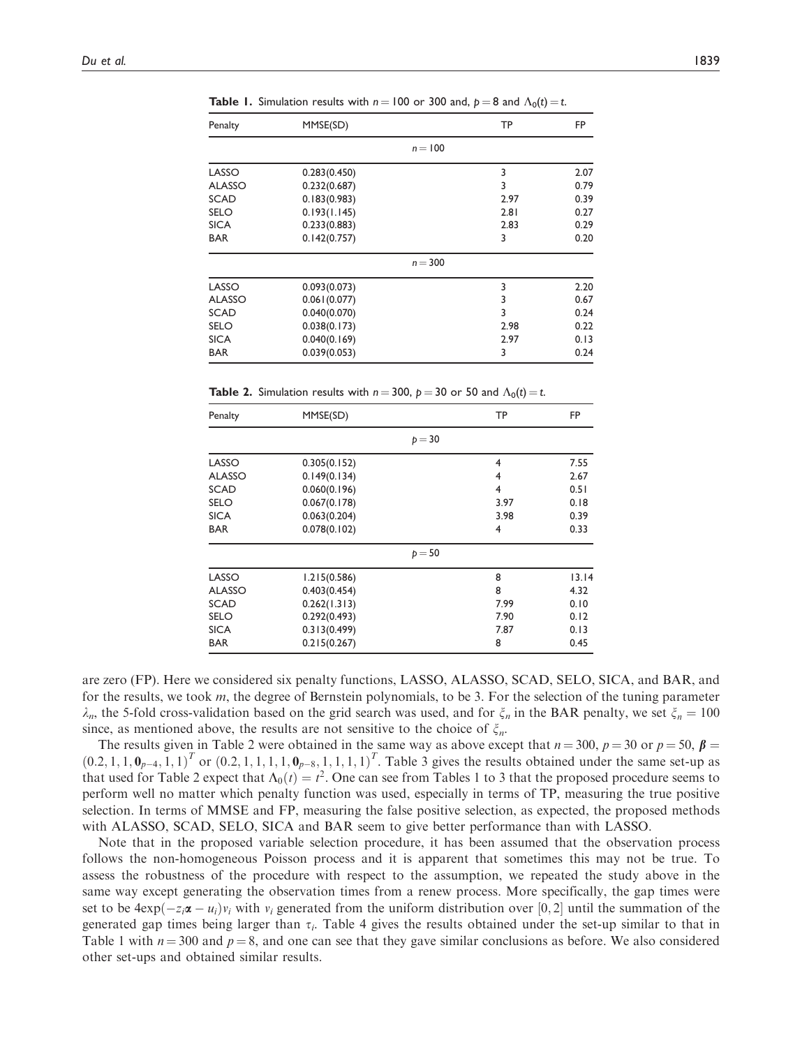**Table 1.** Simulation results with $n = 100$ or 300 and, $p = 8$ and $\Lambda_0(t) = t$.

| Penalty | MMSE(SD) | TP | FP |
|---|---|---|---|
| | $n = 100$ | | |
| LASSO | 0.283(0.450) | 3 | 2.07 |
| ALASSO | 0.232(0.687) | 3 | 0.79 |
| SCAD | 0.183(0.983) | 2.97 | 0.39 |
| SELO | 0.193(1.145) | 2.81 | 0.27 |
| SICA | 0.233(0.883) | 2.83 | 0.29 |
| BAR | 0.142(0.757) | 3 | 0.20 |
| | $n = 300$ | | |
| LASSO | 0.093(0.073) | 3 | 2.20 |
| ALASSO | 0.061(0.077) | 3 | 0.67 |
| SCAD | 0.040(0.070) | 3 | 0.24 |
| SELO | 0.038(0.173) | 2.98 | 0.22 |
| SICA | 0.040(0.169) | 2.97 | 0.13 |
| BAR | 0.039(0.053) | 3 | 0.24 |

**Table 2.** Simulation results with $n = 300$, $p = 30$ or 50 and $\Lambda_0(t) = t$.

| Penalty | MMSE(SD) | TP | FP |
|---|---|---|---|
| | $p = 30$ | | |
| LASSO | 0.305(0.152) | 4 | 7.55 |
| ALASSO | 0.149(0.134) | 4 | 2.67 |
| SCAD | 0.060(0.196) | 4 | 0.51 |
| SELO | 0.067(0.178) | 3.97 | 0.18 |
| SICA | 0.063(0.204) | 3.98 | 0.39 |
| BAR | 0.078(0.102) | 4 | 0.33 |
| | $p = 50$ | | |
| LASSO | 1.215(0.586) | 8 | 13.14 |
| ALASSO | 0.403(0.454) | 8 | 4.32 |
| SCAD | 0.262(1.313) | 7.99 | 0.10 |
| SELO | 0.292(0.493) | 7.90 | 0.12 |
| SICA | 0.313(0.499) | 7.87 | 0.13 |
| BAR | 0.215(0.267) | 8 | 0.45 |

are zero (FP). Here we considered six penalty functions, LASSO, ALASSO, SCAD, SELO, SICA, and BAR, and for the results, we took $m$, the degree of Bernstein polynomials, to be 3. For the selection of the tuning parameter $\lambda_n$, the 5-fold cross-validation based on the grid search was used, and for $\xi_n$ in the BAR penalty, we set $\xi_n = 100$ since, as mentioned above, the results are not sensitive to the choice of $\xi_n$.

The results given in Table 2 were obtained in the same way as above except that $n = 300$, $p = 30$ or $p = 50$, $\boldsymbol{\beta} = (0.2, 1, 1, \mathbf{0}_{p-4}, 1, 1)^T$ or $(0.2, 1, 1, 1, 1, \mathbf{0}_{p-8}, 1, 1, 1, 1)^T$. Table 3 gives the results obtained under the same set-up as that used for Table 2 expect that $\Lambda_0(t) = t^2$. One can see from Tables 1 to 3 that the proposed procedure seems to perform well no matter which penalty function was used, especially in terms of TP, measuring the true positive selection. In terms of MMSE and FP, measuring the false positive selection, as expected, the proposed methods with ALASSO, SCAD, SELO, SICA and BAR seem to give better performance than with LASSO.

Note that in the proposed variable selection procedure, it has been assumed that the observation process follows the non-homogeneous Poisson process and it is apparent that sometimes this may not be true. To assess the robustness of the procedure with respect to the assumption, we repeated the study above in the same way except generating the observation times from a renew process. More specifically, the gap times were set to be $4\exp(-z_i\boldsymbol{\alpha} - u_i)v_i$ with $v_i$ generated from the uniform distribution over $[0, 2]$ until the summation of the generated gap times being larger than $\tau_i$. Table 4 gives the results obtained under the set-up similar to that in Table 1 with $n = 300$ and $p = 8$, and one can see that they gave similar conclusions as before. We also considered other set-ups and obtained similar results.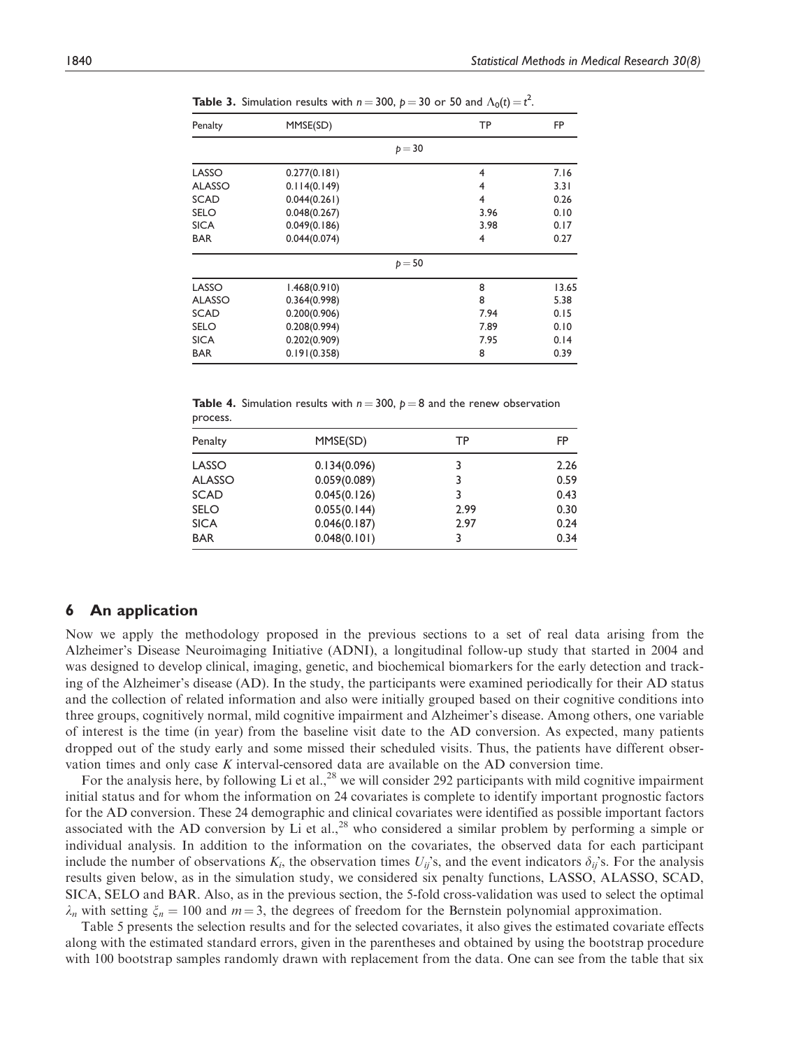**Table 3.** Simulation results with $n = 300$, $p = 30$ or $50$ and $\Lambda_0(t) = t^2$.

| Penalty | MMSE(SD) | TP | FP |
|---|---|---|---|
| | $p = 30$ | | |
| LASSO | 0.277(0.181) | 4 | 7.16 |
| ALASSO | 0.114(0.149) | 4 | 3.31 |
| SCAD | 0.044(0.261) | 4 | 0.26 |
| SELO | 0.048(0.267) | 3.96 | 0.10 |
| SICA | 0.049(0.186) | 3.98 | 0.17 |
| BAR | 0.044(0.074) | 4 | 0.27 |
| | $p = 50$ | | |
| LASSO | 1.468(0.910) | 8 | 13.65 |
| ALASSO | 0.364(0.998) | 8 | 5.38 |
| SCAD | 0.200(0.906) | 7.94 | 0.15 |
| SELO | 0.208(0.994) | 7.89 | 0.10 |
| SICA | 0.202(0.909) | 7.95 | 0.14 |
| BAR | 0.191(0.358) | 8 | 0.39 |

**Table 4.** Simulation results with $n = 300$, $p = 8$ and the renew observation process.

| Penalty | MMSE(SD) | TP | FP |
|---|---|---|---|
| LASSO | 0.134(0.096) | 3 | 2.26 |
| ALASSO | 0.059(0.089) | 3 | 0.59 |
| SCAD | 0.045(0.126) | 3 | 0.43 |
| SELO | 0.055(0.144) | 2.99 | 0.30 |
| SICA | 0.046(0.187) | 2.97 | 0.24 |
| BAR | 0.048(0.101) | 3 | 0.34 |

## 6 An application

Now we apply the methodology proposed in the previous sections to a set of real data arising from the Alzheimer's Disease Neuroimaging Initiative (ADNI), a longitudinal follow-up study that started in 2004 and was designed to develop clinical, imaging, genetic, and biochemical biomarkers for the early detection and tracking of the Alzheimer's disease (AD). In the study, the participants were examined periodically for their AD status and the collection of related information and also were initially grouped based on their cognitive conditions into three groups, cognitively normal, mild cognitive impairment and Alzheimer's disease. Among others, one variable of interest is the time (in year) from the baseline visit date to the AD conversion. As expected, many patients dropped out of the study early and some missed their scheduled visits. Thus, the patients have different observation times and only case $K$ interval-censored data are available on the AD conversion time.

For the analysis here, by following Li et al.,[28] we will consider 292 participants with mild cognitive impairment initial status and for whom the information on 24 covariates is complete to identify important prognostic factors for the AD conversion. These 24 demographic and clinical covariates were identified as possible important factors associated with the AD conversion by Li et al.,[28] who considered a similar problem by performing a simple or individual analysis. In addition to the information on the covariates, the observed data for each participant include the number of observations $K_i$, the observation times $U_{ij}$'s, and the event indicators $\delta_{ij}$'s. For the analysis results given below, as in the simulation study, we considered six penalty functions, LASSO, ALASSO, SCAD, SICA, SELO and BAR. Also, as in the previous section, the 5-fold cross-validation was used to select the optimal $\lambda_n$ with setting $\xi_n = 100$ and $m = 3$, the degrees of freedom for the Bernstein polynomial approximation.

Table 5 presents the selection results and for the selected covariates, it also gives the estimated covariate effects along with the estimated standard errors, given in the parentheses and obtained by using the bootstrap procedure with 100 bootstrap samples randomly drawn with replacement from the data. One can see from the table that six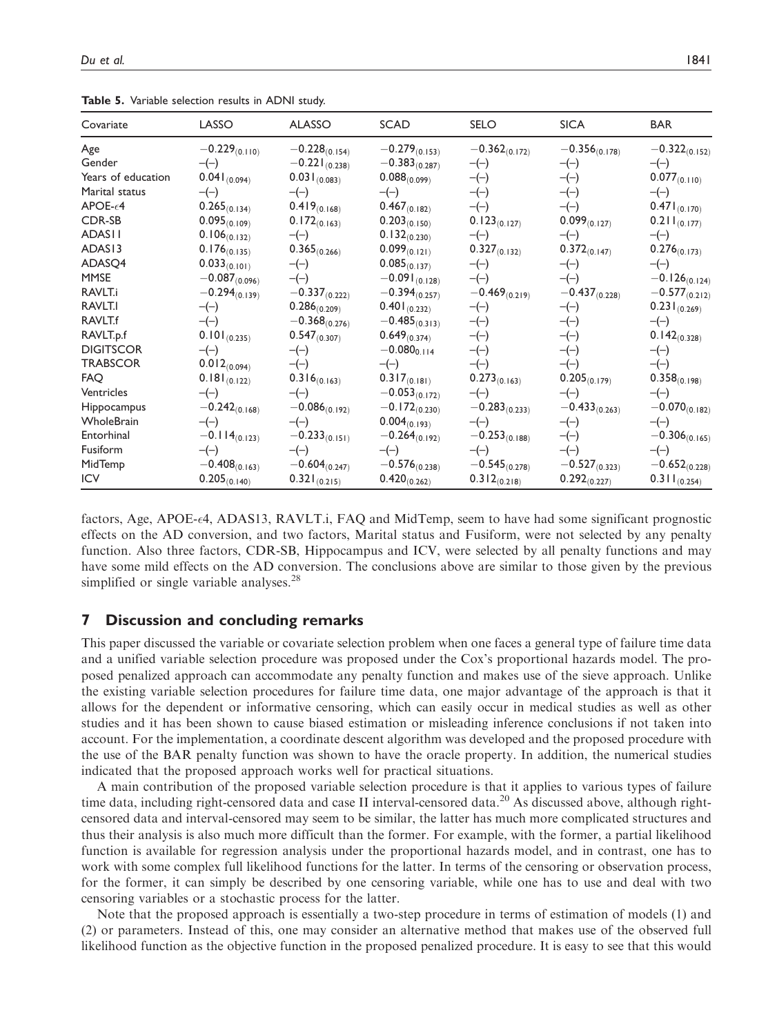**Table 5.** Variable selection results in ADNI study.

| Covariate | LASSO | ALASSO | SCAD | SELO | SICA | BAR |
|---|---|---|---|---|---|---|
| Age | $-0.229_{(0.110)}$ | $-0.228_{(0.154)}$ | $-0.279_{(0.153)}$ | $-0.362_{(0.172)}$ | $-0.356_{(0.178)}$ | $-0.322_{(0.152)}$ |
| Gender | $-(-)$ | $-0.221_{(0.238)}$ | $-0.383_{(0.287)}$ | $-(-)$ | $-(-)$ | $-(-)$ |
| Years of education | $0.041_{(0.094)}$ | $0.031_{(0.083)}$ | $0.088_{(0.099)}$ | $-(-)$ | $-(-)$ | $0.077_{(0.110)}$ |
| Marital status | $-(-)$ | $-(-)$ | $-(-)$ | $-(-)$ | $-(-)$ | $-(-)$ |
| APOE-$\epsilon$4 | $0.265_{(0.134)}$ | $0.419_{(0.168)}$ | $0.467_{(0.182)}$ | $-(-)$ | $-(-)$ | $0.471_{(0.170)}$ |
| CDR-SB | $0.095_{(0.109)}$ | $0.172_{(0.163)}$ | $0.203_{(0.150)}$ | $0.123_{(0.127)}$ | $0.099_{(0.127)}$ | $0.211_{(0.177)}$ |
| ADAS11 | $0.106_{(0.132)}$ | $-(-)$ | $0.132_{(0.230)}$ | $-(-)$ | $-(-)$ | $-(-)$ |
| ADAS13 | $0.176_{(0.135)}$ | $0.365_{(0.266)}$ | $0.099_{(0.121)}$ | $0.327_{(0.132)}$ | $0.372_{(0.147)}$ | $0.276_{(0.173)}$ |
| ADASQ4 | $0.033_{(0.101)}$ | $-(-)$ | $0.085_{(0.137)}$ | $-(-)$ | $-(-)$ | $-(-)$ |
| MMSE | $-0.087_{(0.096)}$ | $-(-)$ | $-0.091_{(0.128)}$ | $-(-)$ | $-(-)$ | $-0.126_{(0.124)}$ |
| RAVLT.i | $-0.294_{(0.139)}$ | $-0.337_{(0.222)}$ | $-0.394_{(0.257)}$ | $-0.469_{(0.219)}$ | $-0.437_{(0.228)}$ | $-0.577_{(0.212)}$ |
| RAVLT.l | $-(-)$ | $0.286_{(0.209)}$ | $0.401_{(0.232)}$ | $-(-)$ | $-(-)$ | $0.231_{(0.269)}$ |
| RAVLT.f | $-(-)$ | $-0.368_{(0.276)}$ | $-0.485_{(0.313)}$ | $-(-)$ | $-(-)$ | $-(-)$ |
| RAVLT.p.f | $0.101_{(0.235)}$ | $0.547_{(0.307)}$ | $0.649_{(0.374)}$ | $-(-)$ | $-(-)$ | $0.142_{(0.328)}$ |
| DIGITSCOR | $-(-)$ | $-(-)$ | $-0.080_{0.114}$ | $-(-)$ | $-(-)$ | $-(-)$ |
| TRABSCOR | $0.012_{(0.094)}$ | $-(-)$ | $-(-)$ | $-(-)$ | $-(-)$ | $-(-)$ |
| FAQ | $0.181_{(0.122)}$ | $0.316_{(0.163)}$ | $0.317_{(0.181)}$ | $0.273_{(0.163)}$ | $0.205_{(0.179)}$ | $0.358_{(0.198)}$ |
| Ventricles | $-(-)$ | $-(-)$ | $-0.053_{(0.172)}$ | $-(-)$ | $-(-)$ | $-(-)$ |
| Hippocampus | $-0.242_{(0.168)}$ | $-0.086_{(0.192)}$ | $-0.172_{(0.230)}$ | $-0.283_{(0.233)}$ | $-0.433_{(0.263)}$ | $-0.070_{(0.182)}$ |
| WholeBrain | $-(-)$ | $-(-)$ | $0.004_{(0.193)}$ | $-(-)$ | $-(-)$ | $-(-)$ |
| Entorhinal | $-0.114_{(0.123)}$ | $-0.233_{(0.151)}$ | $-0.264_{(0.192)}$ | $-0.253_{(0.188)}$ | $-(-)$ | $-0.306_{(0.165)}$ |
| Fusiform | $-(-)$ | $-(-)$ | $-(-)$ | $-(-)$ | $-(-)$ | $-(-)$ |
| MidTemp | $-0.408_{(0.163)}$ | $-0.604_{(0.247)}$ | $-0.576_{(0.238)}$ | $-0.545_{(0.278)}$ | $-0.527_{(0.323)}$ | $-0.652_{(0.228)}$ |
| ICV | $0.205_{(0.140)}$ | $0.321_{(0.215)}$ | $0.420_{(0.262)}$ | $0.312_{(0.218)}$ | $0.292_{(0.227)}$ | $0.311_{(0.254)}$ |

factors, Age, APOE-$\epsilon$4, ADAS13, RAVLT.i, FAQ and MidTemp, seem to have had some significant prognostic effects on the AD conversion, and two factors, Marital status and Fusiform, were not selected by any penalty function. Also three factors, CDR-SB, Hippocampus and ICV, were selected by all penalty functions and may have some mild effects on the AD conversion. The conclusions above are similar to those given by the previous simplified or single variable analyses.[28]

## 7 Discussion and concluding remarks

This paper discussed the variable or covariate selection problem when one faces a general type of failure time data and a unified variable selection procedure was proposed under the Cox's proportional hazards model. The proposed penalized approach can accommodate any penalty function and makes use of the sieve approach. Unlike the existing variable selection procedures for failure time data, one major advantage of the approach is that it allows for the dependent or informative censoring, which can easily occur in medical studies as well as other studies and it has been shown to cause biased estimation or misleading inference conclusions if not taken into account. For the implementation, a coordinate descent algorithm was developed and the proposed procedure with the use of the BAR penalty function was shown to have the oracle property. In addition, the numerical studies indicated that the proposed approach works well for practical situations.

A main contribution of the proposed variable selection procedure is that it applies to various types of failure time data, including right-censored data and case II interval-censored data.[20] As discussed above, although right-censored data and interval-censored may seem to be similar, the latter has much more complicated structures and thus their analysis is also much more difficult than the former. For example, with the former, a partial likelihood function is available for regression analysis under the proportional hazards model, and in contrast, one has to work with some complex full likelihood functions for the latter. In terms of the censoring or observation process, for the former, it can simply be described by one censoring variable, while one has to use and deal with two censoring variables or a stochastic process for the latter.

Note that the proposed approach is essentially a two-step procedure in terms of estimation of models (1) and (2) or parameters. Instead of this, one may consider an alternative method that makes use of the observed full likelihood function as the objective function in the proposed penalized procedure. It is easy to see that this would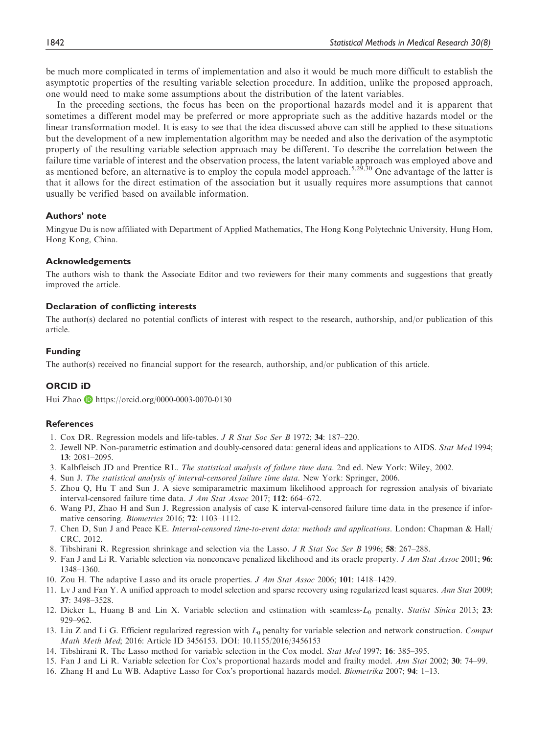be much more complicated in terms of implementation and also it would be much more difficult to establish the asymptotic properties of the resulting variable selection procedure. In addition, unlike the proposed approach, one would need to make some assumptions about the distribution of the latent variables.

In the preceding sections, the focus has been on the proportional hazards model and it is apparent that sometimes a different model may be preferred or more appropriate such as the additive hazards model or the linear transformation model. It is easy to see that the idea discussed above can still be applied to these situations but the development of a new implementation algorithm may be needed and also the derivation of the asymptotic property of the resulting variable selection approach may be different. To describe the correlation between the failure time variable of interest and the observation process, the latent variable approach was employed above and as mentioned before, an alternative is to employ the copula model approach.[5,29,30] One advantage of the latter is that it allows for the direct estimation of the association but it usually requires more assumptions that cannot usually be verified based on available information.

### Authors' note

Mingyue Du is now affiliated with Department of Applied Mathematics, The Hong Kong Polytechnic University, Hung Hom, Hong Kong, China.

### Acknowledgements

The authors wish to thank the Associate Editor and two reviewers for their many comments and suggestions that greatly improved the article.

### Declaration of conflicting interests

The author(s) declared no potential conflicts of interest with respect to the research, authorship, and/or publication of this article.

### Funding

The author(s) received no financial support for the research, authorship, and/or publication of this article.

### ORCID iD

Hui Zhao https://orcid.org/0000-0003-0070-0130

### References

1. Cox DR. Regression models and life-tables. *J R Stat Soc Ser B* 1972; **34**: 187–220.
2. Jewell NP. Non-parametric estimation and doubly-censored data: general ideas and applications to AIDS. *Stat Med* 1994; **13**: 2081–2095.
3. Kalbfleisch JD and Prentice RL. *The statistical analysis of failure time data*. 2nd ed. New York: Wiley, 2002.
4. Sun J. *The statistical analysis of interval-censored failure time data*. New York: Springer, 2006.
5. Zhou Q, Hu T and Sun J. A sieve semiparametric maximum likelihood approach for regression analysis of bivariate interval-censored failure time data. *J Am Stat Assoc* 2017; **112**: 664–672.
6. Wang PJ, Zhao H and Sun J. Regression analysis of case K interval-censored failure time data in the presence if informative censoring. *Biometrics* 2016; **72**: 1103–1112.
7. Chen D, Sun J and Peace KE. *Interval-censored time-to-event data: methods and applications*. London: Chapman & Hall/CRC, 2012.
8. Tibshirani R. Regression shrinkage and selection via the Lasso. *J R Stat Soc Ser B* 1996; **58**: 267–288.
9. Fan J and Li R. Variable selection via nonconcave penalized likelihood and its oracle property. *J Am Stat Assoc* 2001; **96**: 1348–1360.
10. Zou H. The adaptive Lasso and its oracle properties. *J Am Stat Assoc* 2006; **101**: 1418–1429.
11. Lv J and Fan Y. A unified approach to model selection and sparse recovery using regularized least squares. *Ann Stat* 2009; **37**: 3498–3528.
12. Dicker L, Huang B and Lin X. Variable selection and estimation with seamless-$L_0$ penalty. *Statist Sinica* 2013; **23**: 929–962.
13. Liu Z and Li G. Efficient regularized regression with $L_0$ penalty for variable selection and network construction. *Comput Math Meth Med*; 2016: Article ID 3456153. DOI: 10.1155/2016/3456153
14. Tibshirani R. The Lasso method for variable selection in the Cox model. *Stat Med* 1997; **16**: 385–395.
15. Fan J and Li R. Variable selection for Cox's proportional hazards model and frailty model. *Ann Stat* 2002; **30**: 74–99.
16. Zhang H and Lu WB. Adaptive Lasso for Cox's proportional hazards model. *Biometrika* 2007; **94**: 1–13.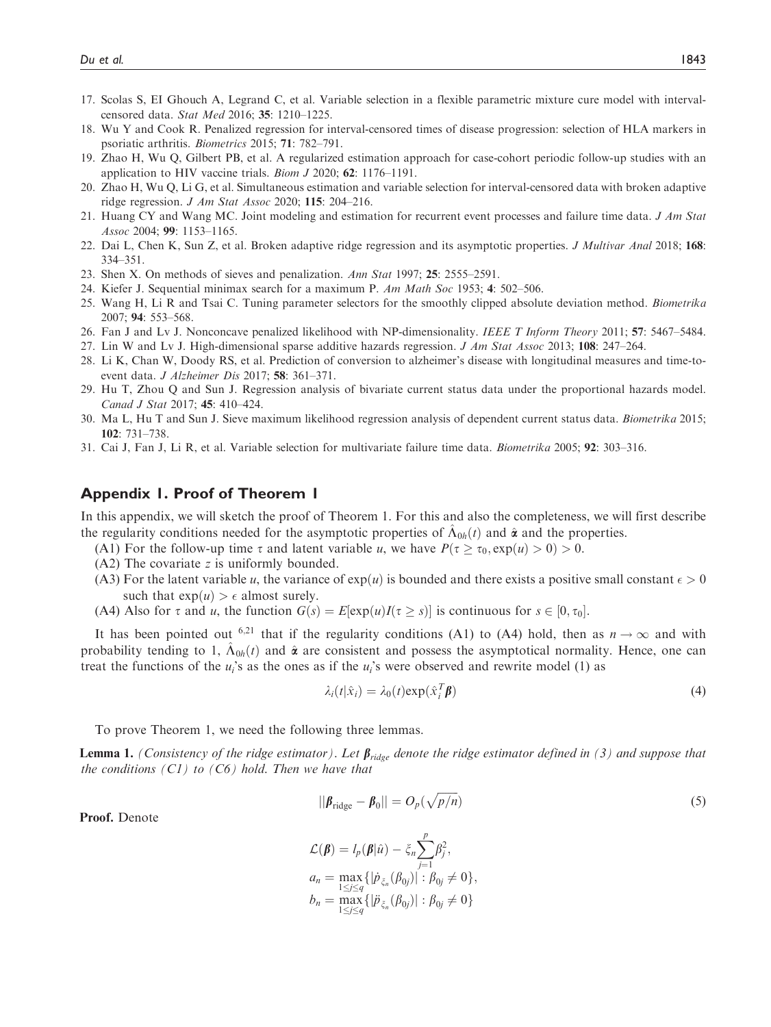17. Scolas S, EI Ghouch A, Legrand C, et al. Variable selection in a flexible parametric mixture cure model with interval-censored data. *Stat Med* 2016; **35**: 1210–1225.
18. Wu Y and Cook R. Penalized regression for interval-censored times of disease progression: selection of HLA markers in psoriatic arthritis. *Biometrics* 2015; **71**: 782–791.
19. Zhao H, Wu Q, Gilbert PB, et al. A regularized estimation approach for case-cohort periodic follow-up studies with an application to HIV vaccine trials. *Biom J* 2020; **62**: 1176–1191.
20. Zhao H, Wu Q, Li G, et al. Simultaneous estimation and variable selection for interval-censored data with broken adaptive ridge regression. *J Am Stat Assoc* 2020; **115**: 204–216.
21. Huang CY and Wang MC. Joint modeling and estimation for recurrent event processes and failure time data. *J Am Stat Assoc* 2004; **99**: 1153–1165.
22. Dai L, Chen K, Sun Z, et al. Broken adaptive ridge regression and its asymptotic properties. *J Multivar Anal* 2018; **168**: 334–351.
23. Shen X. On methods of sieves and penalization. *Ann Stat* 1997; **25**: 2555–2591.
24. Kiefer J. Sequential minimax search for a maximum P. *Am Math Soc* 1953; **4**: 502–506.
25. Wang H, Li R and Tsai C. Tuning parameter selectors for the smoothly clipped absolute deviation method. *Biometrika* 2007; **94**: 553–568.
26. Fan J and Lv J. Nonconcave penalized likelihood with NP-dimensionality. *IEEE T Inform Theory* 2011; **57**: 5467–5484.
27. Lin W and Lv J. High-dimensional sparse additive hazards regression. *J Am Stat Assoc* 2013; **108**: 247–264.
28. Li K, Chan W, Doody RS, et al. Prediction of conversion to alzheimer's disease with longitudinal measures and time-to-event data. *J Alzheimer Dis* 2017; **58**: 361–371.
29. Hu T, Zhou Q and Sun J. Regression analysis of bivariate current status data under the proportional hazards model. *Canad J Stat* 2017; **45**: 410–424.
30. Ma L, Hu T and Sun J. Sieve maximum likelihood regression analysis of dependent current status data. *Biometrika* 2015; **102**: 731–738.
31. Cai J, Fan J, Li R, et al. Variable selection for multivariate failure time data. *Biometrika* 2005; **92**: 303–316.

## Appendix 1. Proof of Theorem 1

In this appendix, we will sketch the proof of Theorem 1. For this and also the completeness, we will first describe the regularity conditions needed for the asymptotic properties of $\hat{\Lambda}_{0h}(t)$ and $\hat{\boldsymbol{\alpha}}$ and the properties.

(A1) For the follow-up time $\tau$ and latent variable $u$, we have $P(\tau \geq \tau_0, \exp(u) > 0) > 0$.

(A2) The covariate $z$ is uniformly bounded.

(A3) For the latent variable $u$, the variance of $\exp(u)$ is bounded and there exists a positive small constant $\epsilon > 0$ such that $\exp(u) > \epsilon$ almost surely.

(A4) Also for $\tau$ and $u$, the function $G(s) = E[\exp(u)I(\tau \geq s)]$ is continuous for $s \in [0, \tau_0]$.

It has been pointed out [6,21] that if the regularity conditions (A1) to (A4) hold, then as $n \to \infty$ and with probability tending to 1, $\hat{\Lambda}_{0h}(t)$ and $\hat{\boldsymbol{\alpha}}$ are consistent and possess the asymptotical normality. Hence, one can treat the functions of the $u_i$'s as the ones as if the $u_i$'s were observed and rewrite model (1) as

$$\lambda_i(t|\hat{x}_i) = \lambda_0(t)\exp(\hat{x}_i^T\boldsymbol{\beta}) \tag{4}$$

To prove Theorem 1, we need the following three lemmas.

**Lemma 1.** *(Consistency of the ridge estimator). Let $\boldsymbol{\beta}_{ridge}$ denote the ridge estimator defined in (3) and suppose that the conditions (C1) to (C6) hold. Then we have that*

$$||\boldsymbol{\beta}_{\text{ridge}} - \boldsymbol{\beta}_0|| = O_p(\sqrt{p/n}) \tag{5}$$

**Proof.** Denote

$$\mathcal{L}(\boldsymbol{\beta}) = l_p(\boldsymbol{\beta}|\hat{u}) - \xi_n \sum_{j=1}^{p} \beta_j^2,$$
$$a_n = \max_{1 \leq j \leq q}\{|\dot{p}_{\xi_n}(\beta_{0j})| : \beta_{0j} \neq 0\},$$
$$b_n = \max_{1 \leq j \leq q}\{|\ddot{p}_{\xi_n}(\beta_{0j})| : \beta_{0j} \neq 0\}$$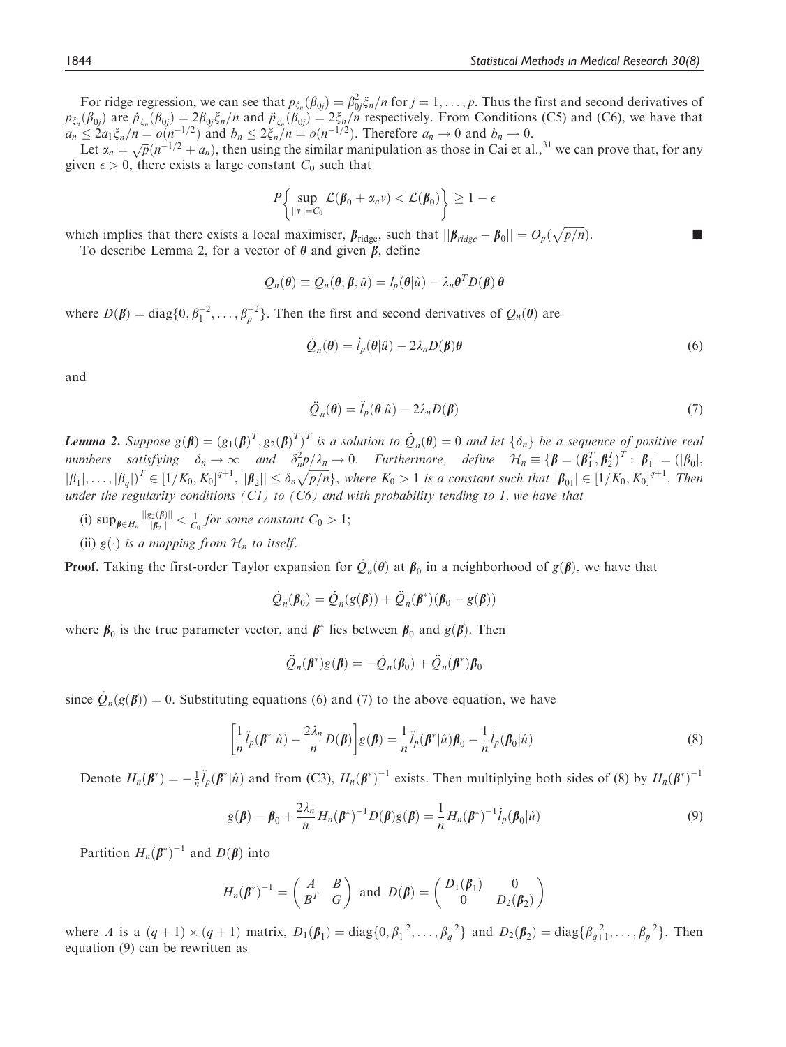For ridge regression, we can see that $p_{\xi_n}(\beta_{0j}) = \beta_{0j}^2 \xi_n / n$ for $j = 1, \ldots, p$. Thus the first and second derivatives of $p_{\xi_n}(\beta_{0j})$ are $\dot{p}_{\xi_n}(\beta_{0j}) = 2\beta_{0j}\xi_n/n$ and $\ddot{p}_{\xi_n}(\beta_{0j}) = 2\xi_n/n$ respectively. From Conditions (C5) and (C6), we have that $a_n \leq 2a_1\xi_n/n = o(n^{-1/2})$ and $b_n \leq 2\xi_n/n = o(n^{-1/2})$. Therefore $a_n \to 0$ and $b_n \to 0$.

Let $\alpha_n = \sqrt{p}(n^{-1/2} + a_n)$, then using the similar manipulation as those in Cai et al.,[31] we can prove that, for any given $\epsilon > 0$, there exists a large constant $C_0$ such that

$$P\left\{ \sup_{||v||=C_0} \mathcal{L}(\boldsymbol{\beta}_0 + \alpha_n v) < \mathcal{L}(\boldsymbol{\beta}_0) \right\} \geq 1 - \epsilon$$

which implies that there exists a local maximiser, $\boldsymbol{\beta}_{\text{ridge}}$, such that $||\boldsymbol{\beta}_{ridge} - \boldsymbol{\beta}_0|| = O_p(\sqrt{p/n})$. ■

To describe Lemma 2, for a vector of $\boldsymbol{\theta}$ and given $\boldsymbol{\beta}$, define

$$Q_n(\boldsymbol{\theta}) \equiv Q_n(\boldsymbol{\theta}; \boldsymbol{\beta}, \hat{u}) = l_p(\boldsymbol{\theta}|\hat{u}) - \lambda_n \boldsymbol{\theta}^T D(\boldsymbol{\beta})\, \boldsymbol{\theta}$$

where $D(\boldsymbol{\beta}) = \text{diag}\{0, \beta_1^{-2}, \ldots, \beta_p^{-2}\}$. Then the first and second derivatives of $Q_n(\boldsymbol{\theta})$ are

$$\dot{Q}_n(\boldsymbol{\theta}) = \dot{l}_p(\boldsymbol{\theta}|\hat{u}) - 2\lambda_n D(\boldsymbol{\beta})\boldsymbol{\theta} \tag{6}$$

and

$$\ddot{Q}_n(\boldsymbol{\theta}) = \ddot{l}_p(\boldsymbol{\theta}|\hat{u}) - 2\lambda_n D(\boldsymbol{\beta}) \tag{7}$$

***Lemma 2.*** *Suppose $g(\boldsymbol{\beta}) = (g_1(\boldsymbol{\beta})^T, g_2(\boldsymbol{\beta})^T)^T$ is a solution to $\dot{Q}_n(\boldsymbol{\theta}) = 0$ and let $\{\delta_n\}$ be a sequence of positive real numbers satisfying $\delta_n \to \infty$ and $\delta_n^2 p/\lambda_n \to 0$. Furthermore, define $\mathcal{H}_n \equiv \{\boldsymbol{\beta} = (\boldsymbol{\beta}_1^T, \boldsymbol{\beta}_2^T)^T : |\boldsymbol{\beta}_1| = (|\beta_0|, |\beta_1|, \ldots, |\beta_q|)^T \in [1/K_0, K_0]^{q+1}, ||\boldsymbol{\beta}_2|| \leq \delta_n\sqrt{p/n}\}$, where $K_0 > 1$ is a constant such that $|\boldsymbol{\beta}_{01}| \in [1/K_0, K_0]^{q+1}$. Then under the regularity conditions (C1) to (C6) and with probability tending to 1, we have that*

- (i) $\sup_{\boldsymbol{\beta} \in H_n} \frac{||g_2(\boldsymbol{\beta})||}{||\boldsymbol{\beta}_2||} < \frac{1}{C_0}$ *for some constant* $C_0 > 1$;
- (ii) $g(\cdot)$ *is a mapping from* $\mathcal{H}_n$ *to itself.*

**Proof.** Taking the first-order Taylor expansion for $\dot{Q}_n(\boldsymbol{\theta})$ at $\boldsymbol{\beta}_0$ in a neighborhood of $g(\boldsymbol{\beta})$, we have that

$$\dot{Q}_n(\boldsymbol{\beta}_0) = \dot{Q}_n(g(\boldsymbol{\beta})) + \ddot{Q}_n(\boldsymbol{\beta}^*)(\boldsymbol{\beta}_0 - g(\boldsymbol{\beta}))$$

where $\boldsymbol{\beta}_0$ is the true parameter vector, and $\boldsymbol{\beta}^*$ lies between $\boldsymbol{\beta}_0$ and $g(\boldsymbol{\beta})$. Then

$$\ddot{Q}_n(\boldsymbol{\beta}^*)g(\boldsymbol{\beta}) = -\dot{Q}_n(\boldsymbol{\beta}_0) + \ddot{Q}_n(\boldsymbol{\beta}^*)\boldsymbol{\beta}_0$$

since $\dot{Q}_n(g(\boldsymbol{\beta})) = 0$. Substituting equations (6) and (7) to the above equation, we have

$$\left[\frac{1}{n}\ddot{l}_p(\boldsymbol{\beta}^*|\hat{u}) - \frac{2\lambda_n}{n}D(\boldsymbol{\beta})\right]g(\boldsymbol{\beta}) = \frac{1}{n}\ddot{l}_p(\boldsymbol{\beta}^*|\hat{u})\boldsymbol{\beta}_0 - \frac{1}{n}\dot{l}_p(\boldsymbol{\beta}_0|\hat{u}) \tag{8}$$

Denote $H_n(\boldsymbol{\beta}^*) = -\frac{1}{n}\ddot{l}_p(\boldsymbol{\beta}^*|\hat{u})$ and from (C3), $H_n(\boldsymbol{\beta}^*)^{-1}$ exists. Then multiplying both sides of (8) by $H_n(\boldsymbol{\beta}^*)^{-1}$

$$g(\boldsymbol{\beta}) - \boldsymbol{\beta}_0 + \frac{2\lambda_n}{n}H_n(\boldsymbol{\beta}^*)^{-1}D(\boldsymbol{\beta})g(\boldsymbol{\beta}) = \frac{1}{n}H_n(\boldsymbol{\beta}^*)^{-1}\dot{l}_p(\boldsymbol{\beta}_0|\hat{u}) \tag{9}$$

Partition $H_n(\boldsymbol{\beta}^*)^{-1}$ and $D(\boldsymbol{\beta})$ into

$$H_n(\boldsymbol{\beta}^*)^{-1} = \begin{pmatrix} A & B \\ B^T & G \end{pmatrix} \text{ and } D(\boldsymbol{\beta}) = \begin{pmatrix} D_1(\boldsymbol{\beta}_1) & 0 \\ 0 & D_2(\boldsymbol{\beta}_2) \end{pmatrix}$$

where $A$ is a $(q+1) \times (q+1)$ matrix, $D_1(\boldsymbol{\beta}_1) = \text{diag}\{0, \beta_1^{-2}, \ldots, \beta_q^{-2}\}$ and $D_2(\boldsymbol{\beta}_2) = \text{diag}\{\beta_{q+1}^{-2}, \ldots, \beta_p^{-2}\}$. Then equation (9) can be rewritten as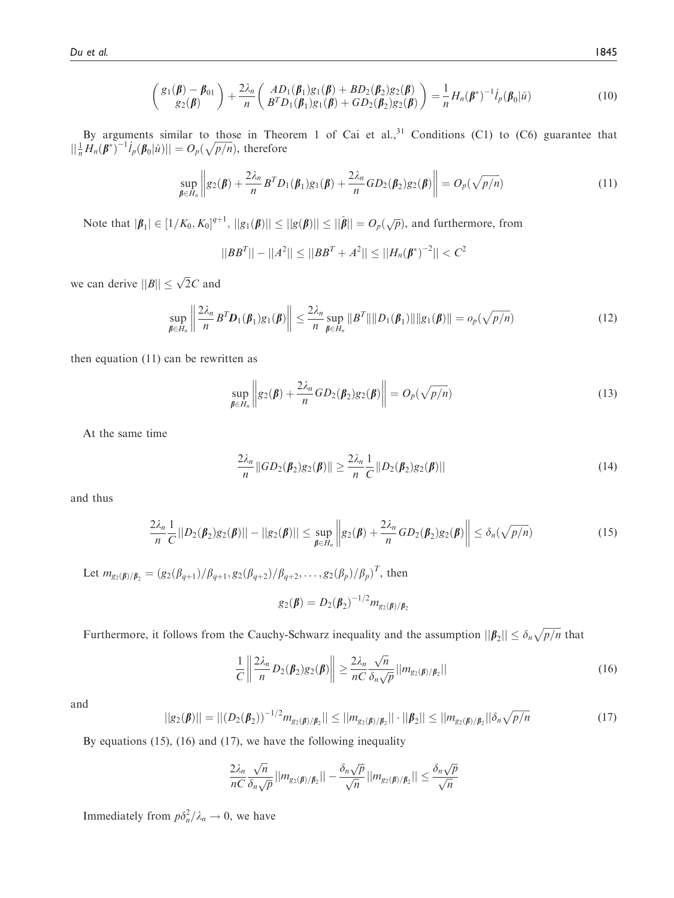$$\begin{pmatrix} g_1(\boldsymbol{\beta}) - \boldsymbol{\beta}_{01} \\ g_2(\boldsymbol{\beta}) \end{pmatrix} + \frac{2\lambda_n}{n} \begin{pmatrix} AD_1(\boldsymbol{\beta}_1)g_1(\boldsymbol{\beta}) + BD_2(\boldsymbol{\beta}_2)g_2(\boldsymbol{\beta}) \\ B^T D_1(\boldsymbol{\beta}_1)g_1(\boldsymbol{\beta}) + GD_2(\boldsymbol{\beta}_2)g_2(\boldsymbol{\beta}) \end{pmatrix} = \frac{1}{n} H_n(\boldsymbol{\beta}^*)^{-1} \dot{l}_p(\boldsymbol{\beta}_0|\hat{u}) \tag{10}$$

By arguments similar to those in Theorem 1 of Cai et al.,[31] Conditions (C1) to (C6) guarantee that $||\frac{1}{n} H_n(\boldsymbol{\beta}^*)^{-1} \dot{l}_p(\boldsymbol{\beta}_0|\hat{u})|| = O_p(\sqrt{p/n})$, therefore

$$\sup_{\boldsymbol{\beta} \in H_n} \left\| g_2(\boldsymbol{\beta}) + \frac{2\lambda_n}{n} B^T D_1(\boldsymbol{\beta}_1) g_1(\boldsymbol{\beta}) + \frac{2\lambda_n}{n} GD_2(\boldsymbol{\beta}_2) g_2(\boldsymbol{\beta}) \right\| = O_p(\sqrt{p/n}) \tag{11}$$

Note that $|\boldsymbol{\beta}_1| \in [1/K_0, K_0]^{q+1}$, $||g_1(\boldsymbol{\beta})|| \le ||g(\boldsymbol{\beta})|| \le ||\hat{\boldsymbol{\beta}}|| = O_p(\sqrt{p})$, and furthermore, from

$$||BB^T|| - ||A^2|| \le ||BB^T + A^2|| \le ||H_n(\boldsymbol{\beta}^*)^{-2}|| < C^2$$

we can derive $||B|| \le \sqrt{2}C$ and

$$\sup_{\boldsymbol{\beta} \in H_n} \left\| \frac{2\lambda_n}{n} B^T \boldsymbol{D}_1(\boldsymbol{\beta}_1) g_1(\boldsymbol{\beta}) \right\| \le \frac{2\lambda_n}{n} \sup_{\boldsymbol{\beta} \in H_n} \|B^T\| \|D_1(\boldsymbol{\beta}_1)\| \|g_1(\boldsymbol{\beta})\| = o_p(\sqrt{p/n}) \tag{12}$$

then equation (11) can be rewritten as

$$\sup_{\boldsymbol{\beta} \in H_n} \left\| g_2(\boldsymbol{\beta}) + \frac{2\lambda_n}{n} GD_2(\boldsymbol{\beta}_2) g_2(\boldsymbol{\beta}) \right\| = O_p(\sqrt{p/n}) \tag{13}$$

At the same time

$$\frac{2\lambda_n}{n} \|GD_2(\boldsymbol{\beta}_2) g_2(\boldsymbol{\beta})\| \ge \frac{2\lambda_n}{n} \frac{1}{C} \|D_2(\boldsymbol{\beta}_2) g_2(\boldsymbol{\beta})|| \tag{14}$$

and thus

$$\frac{2\lambda_n}{n} \frac{1}{C} ||D_2(\boldsymbol{\beta}_2) g_2(\boldsymbol{\beta})|| - ||g_2(\boldsymbol{\beta})|| \le \sup_{\boldsymbol{\beta} \in H_n} \left\| g_2(\boldsymbol{\beta}) + \frac{2\lambda_n}{n} GD_2(\boldsymbol{\beta}_2) g_2(\boldsymbol{\beta}) \right\| \le \delta_n(\sqrt{p/n}) \tag{15}$$

Let $m_{g_2(\boldsymbol{\beta})/\boldsymbol{\beta}_2} = (g_2(\beta_{q+1})/\beta_{q+1}, g_2(\beta_{q+2})/\beta_{q+2}, \ldots, g_2(\beta_p)/\beta_p)^T$, then

$$g_2(\boldsymbol{\beta}) = D_2(\boldsymbol{\beta}_2)^{-1/2} m_{g_2(\boldsymbol{\beta})/\boldsymbol{\beta}_2}$$

Furthermore, it follows from the Cauchy-Schwarz inequality and the assumption $||\boldsymbol{\beta}_2|| \le \delta_n \sqrt{p/n}$ that

$$\frac{1}{C} \left\| \frac{2\lambda_n}{n} D_2(\boldsymbol{\beta}_2) g_2(\boldsymbol{\beta}) \right\| \ge \frac{2\lambda_n}{nC} \frac{\sqrt{n}}{\delta_n \sqrt{p}} ||m_{g_2(\boldsymbol{\beta})/\boldsymbol{\beta}_2}|| \tag{16}$$

and

$$||g_2(\boldsymbol{\beta})|| = ||(D_2(\boldsymbol{\beta}_2))^{-1/2} m_{g_2(\boldsymbol{\beta})/\boldsymbol{\beta}_2}|| \le ||m_{g_2(\boldsymbol{\beta})/\boldsymbol{\beta}_2}|| \cdot ||\boldsymbol{\beta}_2|| \le ||m_{g_2(\boldsymbol{\beta})/\boldsymbol{\beta}_2}|| \delta_n \sqrt{p/n} \tag{17}$$

By equations (15), (16) and (17), we have the following inequality

$$\frac{2\lambda_n}{nC} \frac{\sqrt{n}}{\delta_n \sqrt{p}} ||m_{g_2(\boldsymbol{\beta})/\boldsymbol{\beta}_2}|| - \frac{\delta_n \sqrt{p}}{\sqrt{n}} ||m_{g_2(\boldsymbol{\beta})/\boldsymbol{\beta}_2}|| \le \frac{\delta_n \sqrt{p}}{\sqrt{n}}$$

Immediately from $p\delta_n^2/\lambda_n \to 0$, we have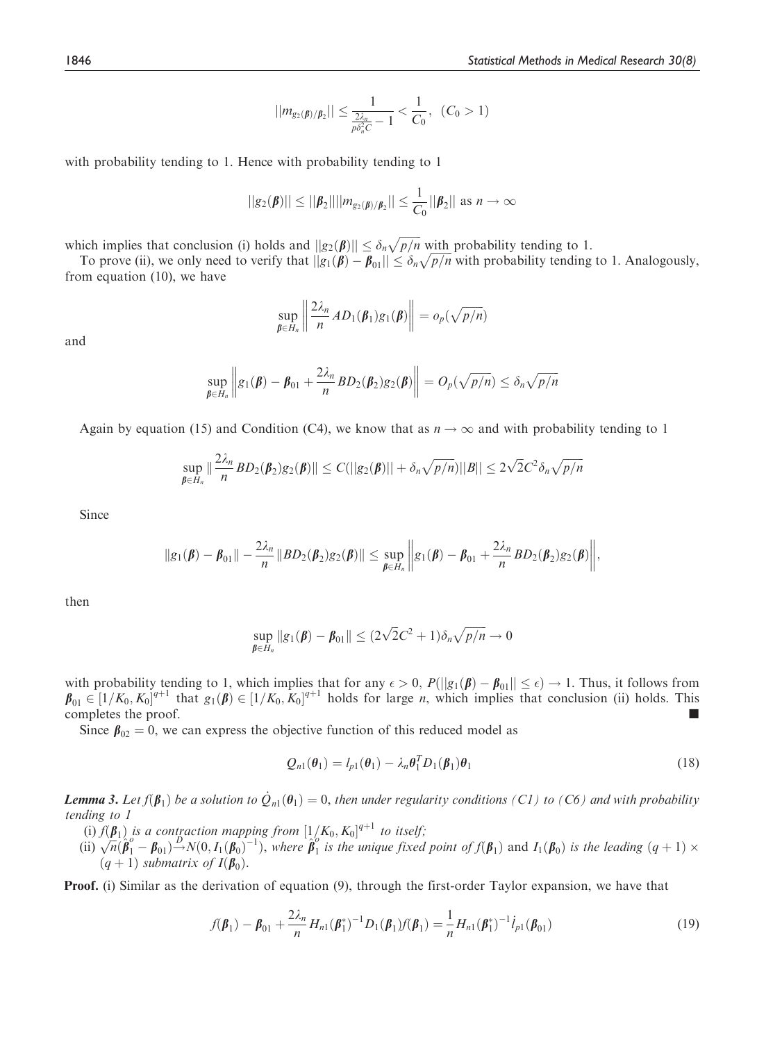$$||m_{g_2(\boldsymbol{\beta})/\boldsymbol{\beta}_2}|| \leq \frac{1}{\frac{2\lambda_n}{p\delta_n^2 C} - 1} < \frac{1}{C_0}, \quad (C_0 > 1)$$

with probability tending to 1. Hence with probability tending to 1

$$||g_2(\boldsymbol{\beta})|| \leq ||\boldsymbol{\beta}_2||||m_{g_2(\boldsymbol{\beta})/\boldsymbol{\beta}_2}|| \leq \frac{1}{C_0}||\boldsymbol{\beta}_2|| \text{ as } n \to \infty$$

which implies that conclusion (i) holds and $||g_2(\boldsymbol{\beta})|| \leq \delta_n\sqrt{p/n}$ with probability tending to 1.

To prove (ii), we only need to verify that $||g_1(\boldsymbol{\beta}) - \boldsymbol{\beta}_{01}|| \leq \delta_n\sqrt{p/n}$ with probability tending to 1. Analogously, from equation (10), we have

$$\sup_{\boldsymbol{\beta} \in H_n} \left\| \frac{2\lambda_n}{n} AD_1(\boldsymbol{\beta}_1)g_1(\boldsymbol{\beta}) \right\| = o_p(\sqrt{p/n})$$

and

$$\sup_{\boldsymbol{\beta} \in H_n} \left\| g_1(\boldsymbol{\beta}) - \boldsymbol{\beta}_{01} + \frac{2\lambda_n}{n} BD_2(\boldsymbol{\beta}_2)g_2(\boldsymbol{\beta}) \right\| = O_p(\sqrt{p/n}) \leq \delta_n\sqrt{p/n}$$

Again by equation (15) and Condition (C4), we know that as $n \to \infty$ and with probability tending to 1

$$\sup_{\boldsymbol{\beta} \in H_n} \| \frac{2\lambda_n}{n} BD_2(\boldsymbol{\beta}_2)g_2(\boldsymbol{\beta})\| \leq C(||g_2(\boldsymbol{\beta})|| + \delta_n\sqrt{p/n})||B|| \leq 2\sqrt{2}C^2\delta_n\sqrt{p/n}$$

Since

$$\|g_1(\boldsymbol{\beta}) - \boldsymbol{\beta}_{01}\| - \frac{2\lambda_n}{n}\|BD_2(\boldsymbol{\beta}_2)g_2(\boldsymbol{\beta})\| \leq \sup_{\boldsymbol{\beta} \in H_n} \left\| g_1(\boldsymbol{\beta}) - \boldsymbol{\beta}_{01} + \frac{2\lambda_n}{n} BD_2(\boldsymbol{\beta}_2)g_2(\boldsymbol{\beta}) \right\|,$$

then

$$\sup_{\boldsymbol{\beta} \in H_n} \|g_1(\boldsymbol{\beta}) - \boldsymbol{\beta}_{01}\| \leq (2\sqrt{2}C^2 + 1)\delta_n\sqrt{p/n} \to 0$$

with probability tending to 1, which implies that for any $\epsilon > 0$, $P(||g_1(\boldsymbol{\beta}) - \boldsymbol{\beta}_{01}|| \leq \epsilon) \to 1$. Thus, it follows from $\boldsymbol{\beta}_{01} \in [1/K_0, K_0]^{q+1}$ that $g_1(\boldsymbol{\beta}) \in [1/K_0, K_0]^{q+1}$ holds for large $n$, which implies that conclusion (ii) holds. This completes the proof. ■

Since $\boldsymbol{\beta}_{02} = 0$, we can express the objective function of this reduced model as

$$Q_{n1}(\boldsymbol{\theta}_1) = l_{p1}(\boldsymbol{\theta}_1) - \lambda_n\boldsymbol{\theta}_1^T D_1(\boldsymbol{\beta}_1)\boldsymbol{\theta}_1 \tag{18}$$

***Lemma 3.*** *Let $f(\boldsymbol{\beta}_1)$ be a solution to $\dot{Q}_{n1}(\boldsymbol{\theta}_1) = 0$, then under regularity conditions (C1) to (C6) and with probability tending to 1*

(i) *$f(\boldsymbol{\beta}_1)$ is a contraction mapping from $[1/K_0, K_0]^{q+1}$ to itself;*

(ii) *$\sqrt{n}(\hat{\boldsymbol{\beta}}_1^o - \boldsymbol{\beta}_{01}) \xrightarrow{D} N(0, I_1(\boldsymbol{\beta}_0)^{-1})$, where $\hat{\boldsymbol{\beta}}_1^o$ is the unique fixed point of $f(\boldsymbol{\beta}_1)$* and *$I_1(\boldsymbol{\beta}_0)$ is the leading $(q+1) \times (q+1)$ submatrix of $I(\boldsymbol{\beta}_0)$.*

**Proof.** (i) Similar as the derivation of equation (9), through the first-order Taylor expansion, we have that

$$f(\boldsymbol{\beta}_1) - \boldsymbol{\beta}_{01} + \frac{2\lambda_n}{n} H_{n1}(\boldsymbol{\beta}_1^*)^{-1} D_1(\boldsymbol{\beta}_1) f(\boldsymbol{\beta}_1) = \frac{1}{n} H_{n1}(\boldsymbol{\beta}_1^*)^{-1} \dot{l}_{p1}(\boldsymbol{\beta}_{01}) \tag{19}$$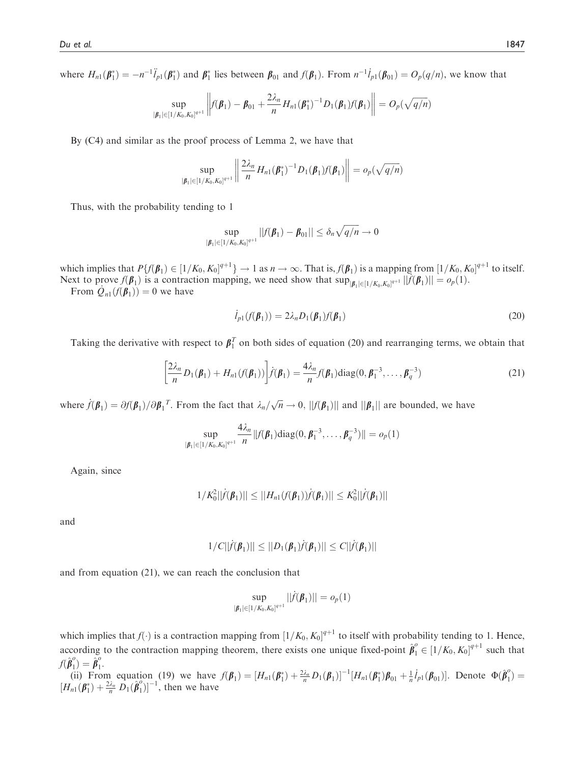where $H_{n1}(\boldsymbol{\beta}_1^*) = -n^{-1}\ddot{l}_{p1}(\boldsymbol{\beta}_1^*)$ and $\boldsymbol{\beta}_1^*$ lies between $\boldsymbol{\beta}_{01}$ and $f(\boldsymbol{\beta}_1)$. From $n^{-1}\dot{l}_{p1}(\boldsymbol{\beta}_{01}) = O_p(q/n)$, we know that

$$\sup_{|\boldsymbol{\beta}_1| \in [1/K_0, K_0]^{q+1}} \left\| f(\boldsymbol{\beta}_1) - \boldsymbol{\beta}_{01} + \frac{2\lambda_n}{n} H_{n1}(\boldsymbol{\beta}_1^*)^{-1} D_1(\boldsymbol{\beta}_1) f(\boldsymbol{\beta}_1) \right\| = O_p(\sqrt{q/n})$$

By (C4) and similar as the proof process of Lemma 2, we have that

$$\sup_{|\boldsymbol{\beta}_1| \in [1/K_0, K_0]^{q+1}} \left\| \frac{2\lambda_n}{n} H_{n1}(\boldsymbol{\beta}_1^*)^{-1} D_1(\boldsymbol{\beta}_1) f(\boldsymbol{\beta}_1) \right\| = o_p(\sqrt{q/n})$$

Thus, with the probability tending to 1

$$\sup_{|\boldsymbol{\beta}_1| \in [1/K_0, K_0]^{q+1}} ||f(\boldsymbol{\beta}_1) - \boldsymbol{\beta}_{01}|| \leq \delta_n \sqrt{q/n} \to 0$$

which implies that $P\{f(\boldsymbol{\beta}_1) \in [1/K_0, K_0]^{q+1}\} \to 1$ as $n \to \infty$. That is, $f(\boldsymbol{\beta}_1)$ is a mapping from $[1/K_0, K_0]^{q+1}$ to itself. Next to prove $f(\boldsymbol{\beta}_1)$ is a contraction mapping, we need show that $\sup_{|\boldsymbol{\beta}_1| \in [1/K_0, K_0]^{q+1}} ||\dot{f}(\boldsymbol{\beta}_1)|| = o_p(1)$.

From $\dot{Q}_{n1}(f(\boldsymbol{\beta}_1)) = 0$ we have

$$\dot{l}_{p1}(f(\boldsymbol{\beta}_1)) = 2\lambda_n D_1(\boldsymbol{\beta}_1) f(\boldsymbol{\beta}_1) \tag{20}$$

Taking the derivative with respect to $\boldsymbol{\beta}_1^T$ on both sides of equation (20) and rearranging terms, we obtain that

$$\left[\frac{2\lambda_n}{n} D_1(\boldsymbol{\beta}_1) + H_{n1}(f(\boldsymbol{\beta}_1))\right] \dot{f}(\boldsymbol{\beta}_1) = \frac{4\lambda_n}{n} f(\boldsymbol{\beta}_1) \text{diag}(0, \boldsymbol{\beta}_1^{-3}, \ldots, \boldsymbol{\beta}_q^{-3}) \tag{21}$$

where $\dot{f}(\boldsymbol{\beta}_1) = \partial f(\boldsymbol{\beta}_1)/\partial \boldsymbol{\beta}_1{}^T$. From the fact that $\lambda_n/\sqrt{n} \to 0$, $||f(\boldsymbol{\beta}_1)||$ and $||\boldsymbol{\beta}_1||$ are bounded, we have

$$\sup_{|\boldsymbol{\beta}_1| \in [1/K_0, K_0]^{q+1}} \frac{4\lambda_n}{n} \|f(\boldsymbol{\beta}_1) \text{diag}(0, \boldsymbol{\beta}_1^{-3}, \ldots, \boldsymbol{\beta}_q^{-3})\| = o_p(1)$$

Again, since

$$1/K_0^2 ||\dot{f}(\boldsymbol{\beta}_1)|| \leq ||H_{n1}(f(\boldsymbol{\beta}_1)) \dot{f}(\boldsymbol{\beta}_1)|| \leq K_0^2 ||\dot{f}(\boldsymbol{\beta}_1)||$$

and

$$1/C ||\dot{f}(\boldsymbol{\beta}_1)|| \leq ||D_1(\boldsymbol{\beta}_1) \dot{f}(\boldsymbol{\beta}_1)|| \leq C ||\dot{f}(\boldsymbol{\beta}_1)||$$

and from equation (21), we can reach the conclusion that

$$\sup_{|\boldsymbol{\beta}_1| \in [1/K_0, K_0]^{q+1}} ||\dot{f}(\boldsymbol{\beta}_1)|| = o_p(1)$$

which implies that $f(\cdot)$ is a contraction mapping from $[1/K_0, K_0]^{q+1}$ to itself with probability tending to 1. Hence, according to the contraction mapping theorem, there exists one unique fixed-point $\hat{\boldsymbol{\beta}}_1^o \in [1/K_0, K_0]^{q+1}$ such that $f(\hat{\boldsymbol{\beta}}_1^o) = \hat{\boldsymbol{\beta}}_1^o$.

(ii) From equation (19) we have $f(\boldsymbol{\beta}_1) = [H_{n1}(\boldsymbol{\beta}_1^*) + \frac{2\lambda_n}{n} D_1(\boldsymbol{\beta}_1)]^{-1} [H_{n1}(\boldsymbol{\beta}_1^*) \boldsymbol{\beta}_{01} + \frac{1}{n} \dot{l}_{p1}(\boldsymbol{\beta}_{01})]$. Denote $\Phi(\hat{\boldsymbol{\beta}}_1^o) = [H_{n1}(\boldsymbol{\beta}_1^*) + \frac{2\lambda_n}{n} D_1(\hat{\boldsymbol{\beta}}_1^o)]^{-1}$, then we have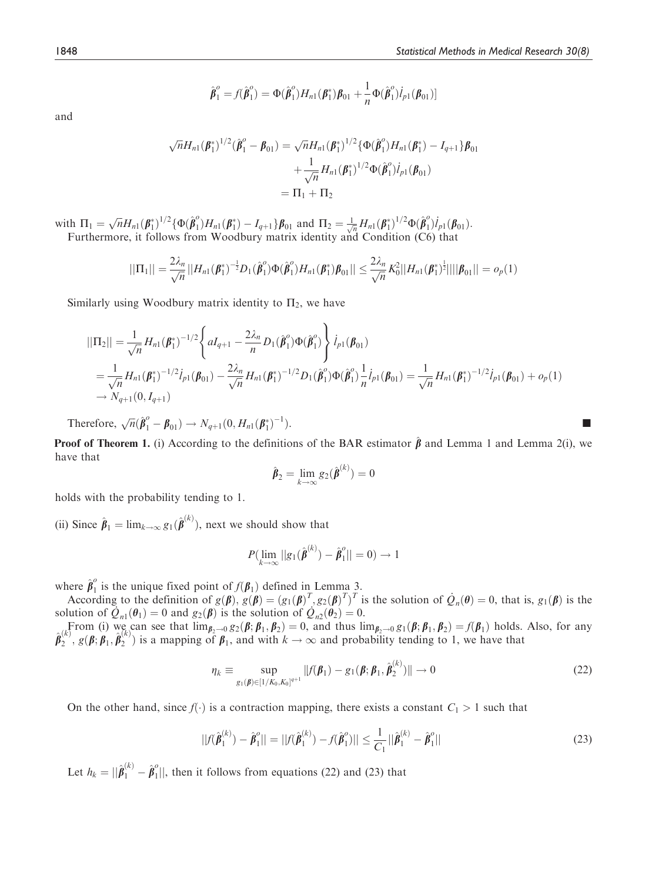$$\hat{\boldsymbol{\beta}}_1^o = f(\hat{\boldsymbol{\beta}}_1^o) = \Phi(\hat{\boldsymbol{\beta}}_1^o)H_{n1}(\boldsymbol{\beta}_1^*)\boldsymbol{\beta}_{01} + \frac{1}{n}\Phi(\hat{\boldsymbol{\beta}}_1^o)\dot{l}_{p1}(\boldsymbol{\beta}_{01})]$$

and

$$\begin{aligned}
\sqrt{n}H_{n1}(\boldsymbol{\beta}_1^*)^{1/2}(\hat{\boldsymbol{\beta}}_1^o - \boldsymbol{\beta}_{01}) &= \sqrt{n}H_{n1}(\boldsymbol{\beta}_1^*)^{1/2}\{\Phi(\hat{\boldsymbol{\beta}}_1^o)H_{n1}(\boldsymbol{\beta}_1^*) - I_{q+1}\}\boldsymbol{\beta}_{01} \\
&\quad + \frac{1}{\sqrt{n}}H_{n1}(\boldsymbol{\beta}_1^*)^{1/2}\Phi(\hat{\boldsymbol{\beta}}_1^o)\dot{l}_{p1}(\boldsymbol{\beta}_{01}) \\
&= \Pi_1 + \Pi_2
\end{aligned}$$

with $\Pi_1 = \sqrt{n}H_{n1}(\boldsymbol{\beta}_1^*)^{1/2}\{\Phi(\hat{\boldsymbol{\beta}}_1^o)H_{n1}(\boldsymbol{\beta}_1^*) - I_{q+1}\}\boldsymbol{\beta}_{01}$ and $\Pi_2 = \frac{1}{\sqrt{n}}H_{n1}(\boldsymbol{\beta}_1^*)^{1/2}\Phi(\hat{\boldsymbol{\beta}}_1^o)\dot{l}_{p1}(\boldsymbol{\beta}_{01})$.

Furthermore, it follows from Woodbury matrix identity and Condition (C6) that

$$||\Pi_1|| = \frac{2\lambda_n}{\sqrt{n}}||H_{n1}(\boldsymbol{\beta}_1^*)^{-\frac{1}{2}}D_1(\hat{\boldsymbol{\beta}}_1^o)\Phi(\hat{\boldsymbol{\beta}}_1^o)H_{n1}(\boldsymbol{\beta}_1^*)\boldsymbol{\beta}_{01}|| \leq \frac{2\lambda_n}{\sqrt{n}}K_0^2||H_{n1}(\boldsymbol{\beta}_1^*)^{\frac{1}{2}}||||\boldsymbol{\beta}_{01}|| = o_p(1)$$

Similarly using Woodbury matrix identity to $\Pi_2$, we have

$$\begin{aligned}
||\Pi_2|| &= \frac{1}{\sqrt{n}}H_{n1}(\boldsymbol{\beta}_1^*)^{-1/2}\left\{aI_{q+1} - \frac{2\lambda_n}{n}D_1(\hat{\boldsymbol{\beta}}_1^o)\Phi(\hat{\boldsymbol{\beta}}_1^o)\right\}\dot{l}_{p1}(\boldsymbol{\beta}_{01}) \\
&= \frac{1}{\sqrt{n}}H_{n1}(\boldsymbol{\beta}_1^*)^{-1/2}\dot{l}_{p1}(\boldsymbol{\beta}_{01}) - \frac{2\lambda_n}{\sqrt{n}}H_{n1}(\boldsymbol{\beta}_1^*)^{-1/2}D_1(\hat{\boldsymbol{\beta}}_1^o)\Phi(\hat{\boldsymbol{\beta}}_1^o)\frac{1}{n}\dot{l}_{p1}(\boldsymbol{\beta}_{01}) = \frac{1}{\sqrt{n}}H_{n1}(\boldsymbol{\beta}_1^*)^{-1/2}\dot{l}_{p1}(\boldsymbol{\beta}_{01}) + o_p(1) \\
&\to N_{q+1}(0, I_{q+1})
\end{aligned}$$

Therefore, $\sqrt{n}(\hat{\boldsymbol{\beta}}_1^o - \boldsymbol{\beta}_{01}) \to N_{q+1}(0, H_{n1}(\boldsymbol{\beta}_1^*)^{-1})$. ■

**Proof of Theorem 1.** (i) According to the definitions of the BAR estimator $\hat{\boldsymbol{\beta}}$ and Lemma 1 and Lemma 2(i), we have that

$$\hat{\boldsymbol{\beta}}_2 = \lim_{k\to\infty} g_2(\hat{\boldsymbol{\beta}}^{(k)}) = 0$$

holds with the probability tending to 1.

(ii) Since $\hat{\boldsymbol{\beta}}_1 = \lim_{k\to\infty} g_1(\hat{\boldsymbol{\beta}}^{(k)})$, next we should show that

$$P(\lim_{k\to\infty}||g_1(\hat{\boldsymbol{\beta}}^{(k)}) - \hat{\boldsymbol{\beta}}_1^o|| = 0) \to 1$$

where $\hat{\boldsymbol{\beta}}_1^o$ is the unique fixed point of $f(\boldsymbol{\beta}_1)$ defined in Lemma 3.

According to the definition of $g(\boldsymbol{\beta})$, $g(\boldsymbol{\beta}) = (g_1(\boldsymbol{\beta})^T, g_2(\boldsymbol{\beta})^T)^T$ is the solution of $\dot{Q}_n(\boldsymbol{\theta}) = 0$, that is, $g_1(\boldsymbol{\beta})$ is the solution of $\dot{Q}_{n1}(\boldsymbol{\theta}_1) = 0$ and $g_2(\boldsymbol{\beta})$ is the solution of $\dot{Q}_{n2}(\boldsymbol{\theta}_2) = 0$.

From (i) we can see that $\lim_{\boldsymbol{\beta}_2\to 0} g_2(\boldsymbol{\beta}; \boldsymbol{\beta}_1, \boldsymbol{\beta}_2) = 0$, and thus $\lim_{\boldsymbol{\beta}_2\to 0} g_1(\boldsymbol{\beta}; \boldsymbol{\beta}_1, \boldsymbol{\beta}_2) = f(\boldsymbol{\beta}_1)$ holds. Also, for any $\hat{\boldsymbol{\beta}}_2^{(k)}$, $g(\boldsymbol{\beta}; \boldsymbol{\beta}_1, \hat{\boldsymbol{\beta}}_2^{(k)})$ is a mapping of $\boldsymbol{\beta}_1$, and with $k \to \infty$ and probability tending to 1, we have that

$$\eta_k \equiv \sup_{g_1(\boldsymbol{\beta})\in[1/K_0, K_0]^{q+1}} \|f(\boldsymbol{\beta}_1) - g_1(\boldsymbol{\beta}; \boldsymbol{\beta}_1, \hat{\boldsymbol{\beta}}_2^{(k)})\| \to 0 \tag{22}$$

On the other hand, since $f(\cdot)$ is a contraction mapping, there exists a constant $C_1 > 1$ such that

$$||f(\hat{\boldsymbol{\beta}}_1^{(k)}) - \hat{\boldsymbol{\beta}}_1^o|| = ||f(\hat{\boldsymbol{\beta}}_1^{(k)}) - f(\hat{\boldsymbol{\beta}}_1^o)|| \leq \frac{1}{C_1}||\hat{\boldsymbol{\beta}}_1^{(k)} - \hat{\boldsymbol{\beta}}_1^o|| \tag{23}$$

Let $h_k = ||\hat{\boldsymbol{\beta}}_1^{(k)} - \hat{\boldsymbol{\beta}}_1^o||$, then it follows from equations (22) and (23) that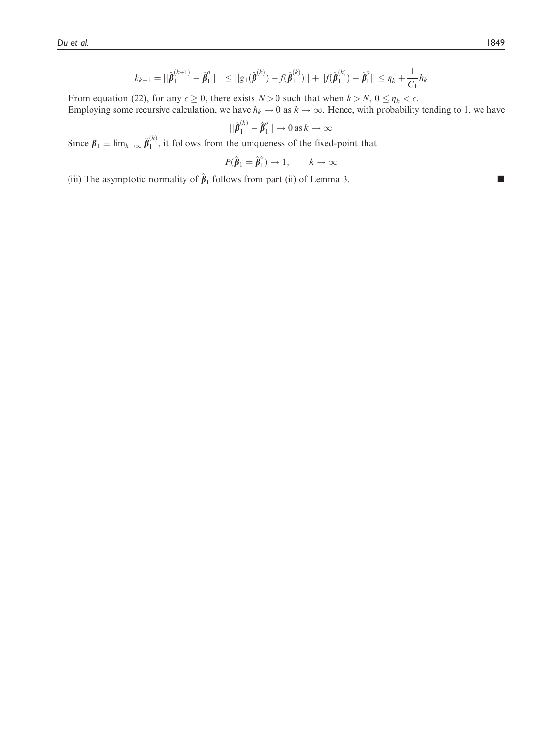$$h_{k+1} = ||\hat{\boldsymbol{\beta}}_1^{(k+1)} - \hat{\boldsymbol{\beta}}_1^o|| \quad \leq ||g_1(\hat{\boldsymbol{\beta}}^{(k)}) - f(\hat{\boldsymbol{\beta}}_1^{(k)})|| + ||f(\hat{\boldsymbol{\beta}}_1^{(k)}) - \hat{\boldsymbol{\beta}}_1^o|| \leq \eta_k + \frac{1}{C_1} h_k$$

From equation (22), for any $\epsilon \geq 0$, there exists $N > 0$ such that when $k > N$, $0 \leq \eta_k < \epsilon$.

Employing some recursive calculation, we have $h_k \to 0$ as $k \to \infty$. Hence, with probability tending to 1, we have

$$||\hat{\boldsymbol{\beta}}_1^{(k)} - \hat{\boldsymbol{\beta}}_1^o|| \to 0 \text{ as } k \to \infty$$

Since $\hat{\boldsymbol{\beta}}_1 \equiv \lim_{k\to\infty} \hat{\boldsymbol{\beta}}_1^{(k)}$, it follows from the uniqueness of the fixed-point that

$$P(\hat{\boldsymbol{\beta}}_1 = \hat{\boldsymbol{\beta}}_1^o) \to 1, \qquad k \to \infty$$

(iii) The asymptotic normality of $\hat{\boldsymbol{\beta}}_1$ follows from part (ii) of Lemma 3. ∎